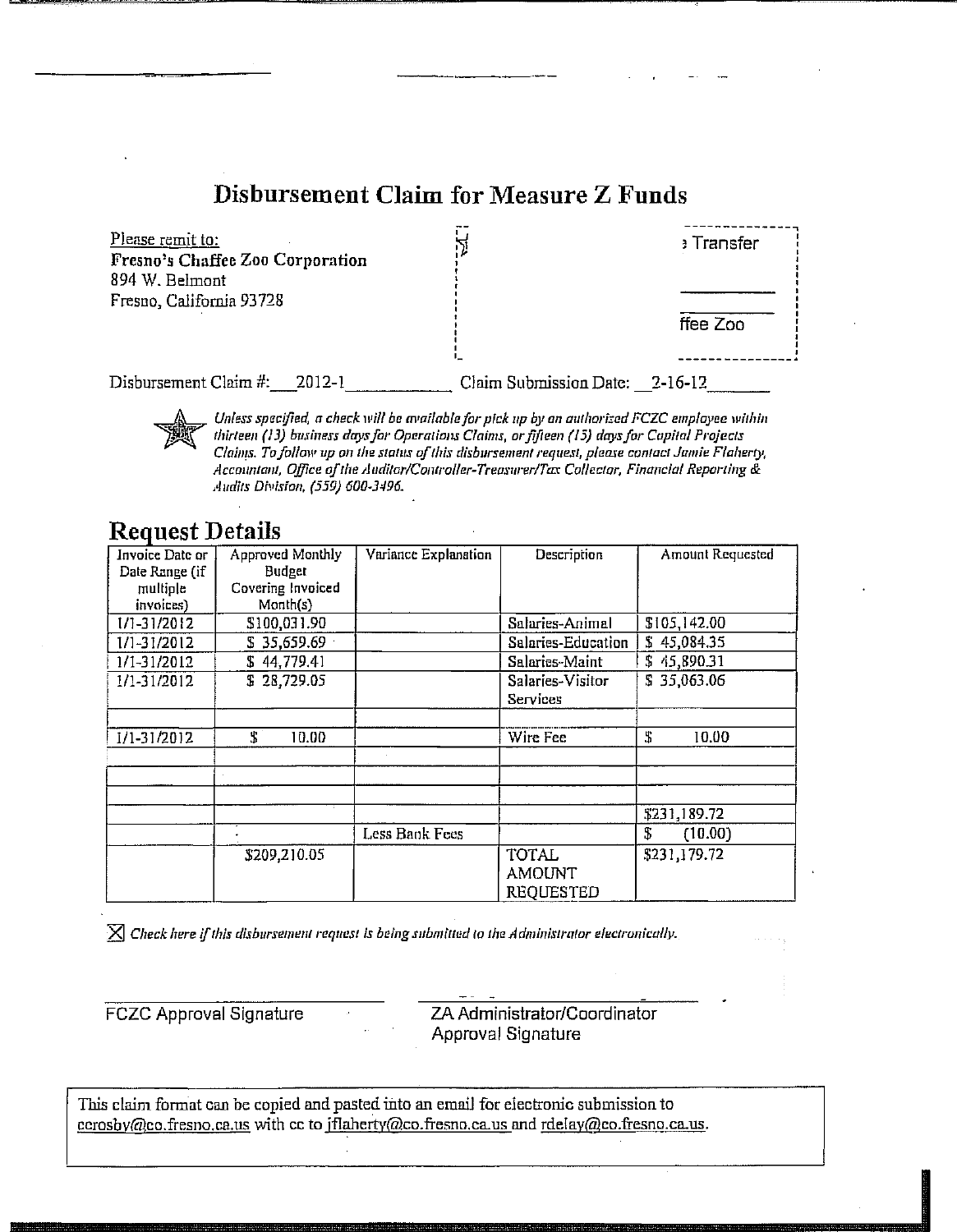# Disbursement Claim for Measure Z Funds

Please remit to:
**Fresno's Chaffee Zoo Corporation**
894 W. Belmont
Fresno, California 93728

Transfer

ffee Zoo

Disbursement Claim #: 2012-1 Claim Submission Date: 2-16-12

*Unless specified, a check will be available for pick up by an authorized FCZC employee within thirteen (13) business days for Operations Claims, or fifteen (15) days for Capital Projects Claims. To follow up on the status of this disbursement request, please contact Jamie Flaherty, Accountant, Office of the Auditor/Controller-Treasurer/Tax Collector, Financial Reporting & Audits Division, (559) 600-3496.*

## Request Details

| Invoice Date or Date Range (if multiple invoices) | Approved Monthly Budget Covering Invoiced Month(s) | Variance Explanation | Description | Amount Requested |
|---|---|---|---|---|
| 1/1-31/2012 | $100,031.90 | | Salaries-Animal | $105,142.00 |
| 1/1-31/2012 | $ 35,659.69 | | Salaries-Education | $ 45,084.35 |
| 1/1-31/2012 | $ 44,779.41 | | Salaries-Maint | $ 45,890.31 |
| 1/1-31/2012 | $ 28,729.05 | | Salaries-Visitor Services | $ 35,063.06 |
| | | | | |
| 1/1-31/2012 | $ 10.00 | | Wire Fee | $ 10.00 |
| | | | | |
| | | | | |
| | | | | |
| | | | | $231,189.72 |
| | | Less Bank Fees | | $ (10.00) |
| | $209,210.05 | | TOTAL AMOUNT REQUESTED | $231,179.72 |

☒ *Check here if this disbursement request is being submitted to the Administrator electronically.*

FCZC Approval Signature

ZA Administrator/Coordinator Approval Signature

This claim format can be copied and pasted into an email for electronic submission to ccrosby@co.fresno.ca.us with cc to jflaherty@co.fresno.ca.us and rdelay@co.fresno.ca.us.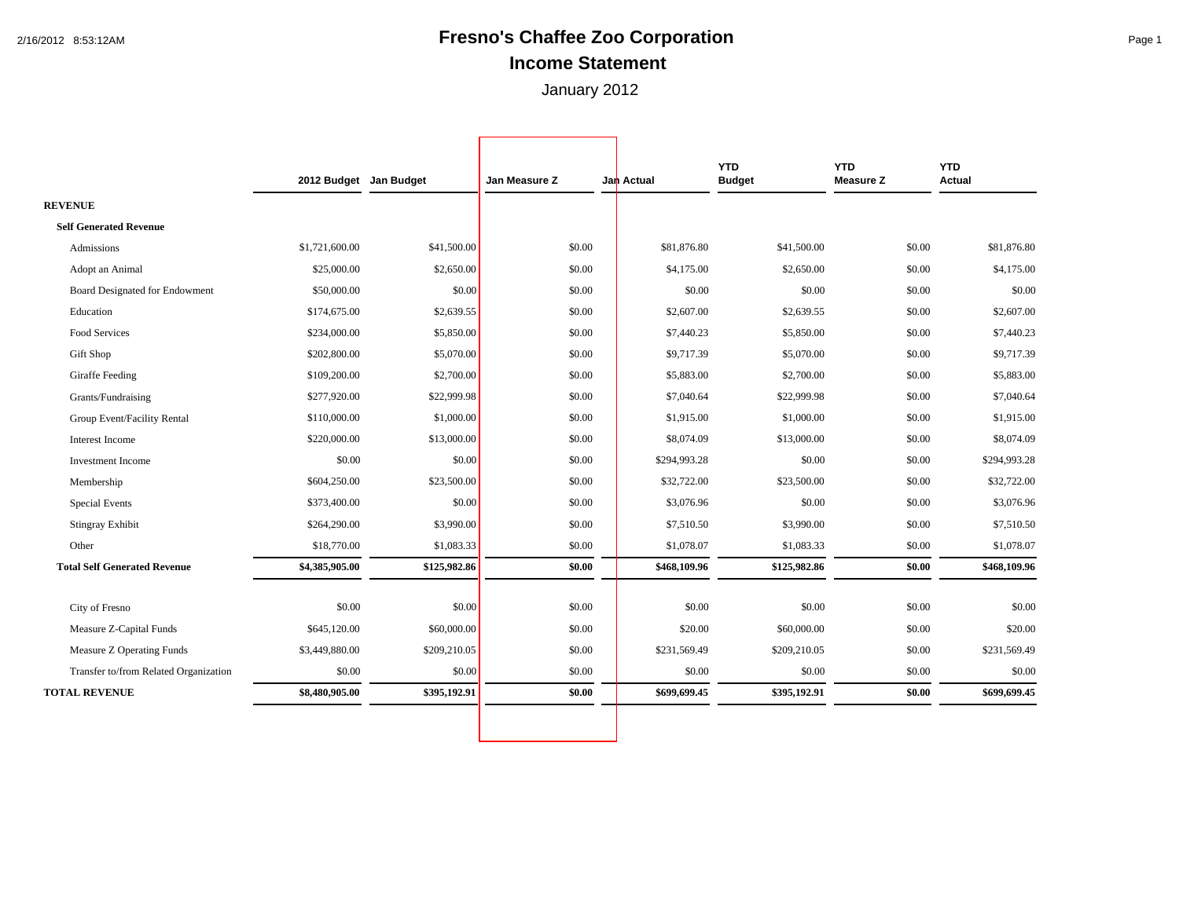# Fresno's Chaffee Zoo Corporation

## Income Statement

January 2012

| | 2012 Budget | Jan Budget | Jan Measure Z | Jan Actual | YTD Budget | YTD Measure Z | YTD Actual |
|---|---|---|---|---|---|---|---|
| **REVENUE** | | | | | | | |
| **Self Generated Revenue** | | | | | | | |
| Admissions | $1,721,600.00 | $41,500.00 | $0.00 | $81,876.80 | $41,500.00 | $0.00 | $81,876.80 |
| Adopt an Animal | $25,000.00 | $2,650.00 | $0.00 | $4,175.00 | $2,650.00 | $0.00 | $4,175.00 |
| Board Designated for Endowment | $50,000.00 | $0.00 | $0.00 | $0.00 | $0.00 | $0.00 | $0.00 |
| Education | $174,675.00 | $2,639.55 | $0.00 | $2,607.00 | $2,639.55 | $0.00 | $2,607.00 |
| Food Services | $234,000.00 | $5,850.00 | $0.00 | $7,440.23 | $5,850.00 | $0.00 | $7,440.23 |
| Gift Shop | $202,800.00 | $5,070.00 | $0.00 | $9,717.39 | $5,070.00 | $0.00 | $9,717.39 |
| Giraffe Feeding | $109,200.00 | $2,700.00 | $0.00 | $5,883.00 | $2,700.00 | $0.00 | $5,883.00 |
| Grants/Fundraising | $277,920.00 | $22,999.98 | $0.00 | $7,040.64 | $22,999.98 | $0.00 | $7,040.64 |
| Group Event/Facility Rental | $110,000.00 | $1,000.00 | $0.00 | $1,915.00 | $1,000.00 | $0.00 | $1,915.00 |
| Interest Income | $220,000.00 | $13,000.00 | $0.00 | $8,074.09 | $13,000.00 | $0.00 | $8,074.09 |
| Investment Income | $0.00 | $0.00 | $0.00 | $294,993.28 | $0.00 | $0.00 | $294,993.28 |
| Membership | $604,250.00 | $23,500.00 | $0.00 | $32,722.00 | $23,500.00 | $0.00 | $32,722.00 |
| Special Events | $373,400.00 | $0.00 | $0.00 | $3,076.96 | $0.00 | $0.00 | $3,076.96 |
| Stingray Exhibit | $264,290.00 | $3,990.00 | $0.00 | $7,510.50 | $3,990.00 | $0.00 | $7,510.50 |
| Other | $18,770.00 | $1,083.33 | $0.00 | $1,078.07 | $1,083.33 | $0.00 | $1,078.07 |
| **Total Self Generated Revenue** | **$4,385,905.00** | **$125,982.86** | **$0.00** | **$468,109.96** | **$125,982.86** | **$0.00** | **$468,109.96** |
| City of Fresno | $0.00 | $0.00 | $0.00 | $0.00 | $0.00 | $0.00 | $0.00 |
| Measure Z-Capital Funds | $645,120.00 | $60,000.00 | $0.00 | $20.00 | $60,000.00 | $0.00 | $20.00 |
| Measure Z Operating Funds | $3,449,880.00 | $209,210.05 | $0.00 | $231,569.49 | $209,210.05 | $0.00 | $231,569.49 |
| Transfer to/from Related Organization | $0.00 | $0.00 | $0.00 | $0.00 | $0.00 | $0.00 | $0.00 |
| **TOTAL REVENUE** | **$8,480,905.00** | **$395,192.91** | **$0.00** | **$699,699.45** | **$395,192.91** | **$0.00** | **$699,699.45** |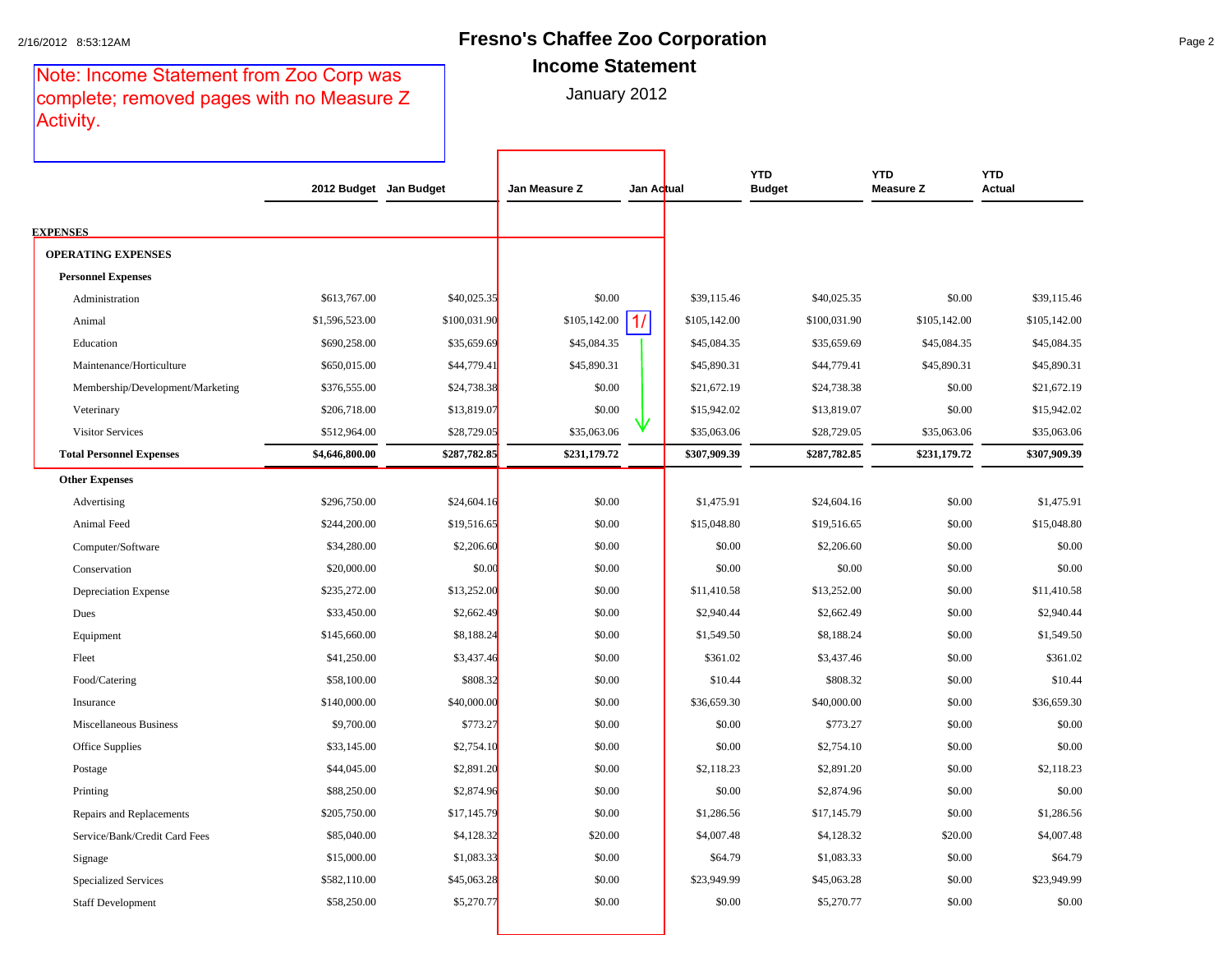# Fresno's Chaffee Zoo Corporation

## Income Statement

January 2012

Note: Income Statement from Zoo Corp was complete; removed pages with no Measure Z Activity.

| | 2012 Budget | Jan Budget | Jan Measure Z | | Jan Actual | YTD Budget | YTD Measure Z | YTD Actual |
|---|---|---|---|---|---|---|---|---|
| **EXPENSES** | | | | | | | | |
| **OPERATING EXPENSES** | | | | | | | | |
| **Personnel Expenses** | | | | | | | | |
| Administration | $613,767.00 | $40,025.35 | $0.00 | | $39,115.46 | $40,025.35 | $0.00 | $39,115.46 |
| Animal | $1,596,523.00 | $100,031.90 | $105,142.00 | 1/ | $105,142.00 | $100,031.90 | $105,142.00 | $105,142.00 |
| Education | $690,258.00 | $35,659.69 | $45,084.35 | | $45,084.35 | $35,659.69 | $45,084.35 | $45,084.35 |
| Maintenance/Horticulture | $650,015.00 | $44,779.41 | $45,890.31 | | $45,890.31 | $44,779.41 | $45,890.31 | $45,890.31 |
| Membership/Development/Marketing | $376,555.00 | $24,738.38 | $0.00 | | $21,672.19 | $24,738.38 | $0.00 | $21,672.19 |
| Veterinary | $206,718.00 | $13,819.07 | $0.00 | | $15,942.02 | $13,819.07 | $0.00 | $15,942.02 |
| Visitor Services | $512,964.00 | $28,729.05 | $35,063.06 | | $35,063.06 | $28,729.05 | $35,063.06 | $35,063.06 |
| **Total Personnel Expenses** | **$4,646,800.00** | **$287,782.85** | **$231,179.72** | | **$307,909.39** | **$287,782.85** | **$231,179.72** | **$307,909.39** |
| **Other Expenses** | | | | | | | | |
| Advertising | $296,750.00 | $24,604.16 | $0.00 | | $1,475.91 | $24,604.16 | $0.00 | $1,475.91 |
| Animal Feed | $244,200.00 | $19,516.65 | $0.00 | | $15,048.80 | $19,516.65 | $0.00 | $15,048.80 |
| Computer/Software | $34,280.00 | $2,206.60 | $0.00 | | $0.00 | $2,206.60 | $0.00 | $0.00 |
| Conservation | $20,000.00 | $0.00 | $0.00 | | $0.00 | $0.00 | $0.00 | $0.00 |
| Depreciation Expense | $235,272.00 | $13,252.00 | $0.00 | | $11,410.58 | $13,252.00 | $0.00 | $11,410.58 |
| Dues | $33,450.00 | $2,662.49 | $0.00 | | $2,940.44 | $2,662.49 | $0.00 | $2,940.44 |
| Equipment | $145,660.00 | $8,188.24 | $0.00 | | $1,549.50 | $8,188.24 | $0.00 | $1,549.50 |
| Fleet | $41,250.00 | $3,437.46 | $0.00 | | $361.02 | $3,437.46 | $0.00 | $361.02 |
| Food/Catering | $58,100.00 | $808.32 | $0.00 | | $10.44 | $808.32 | $0.00 | $10.44 |
| Insurance | $140,000.00 | $40,000.00 | $0.00 | | $36,659.30 | $40,000.00 | $0.00 | $36,659.30 |
| Miscellaneous Business | $9,700.00 | $773.27 | $0.00 | | $0.00 | $773.27 | $0.00 | $0.00 |
| Office Supplies | $33,145.00 | $2,754.10 | $0.00 | | $0.00 | $2,754.10 | $0.00 | $0.00 |
| Postage | $44,045.00 | $2,891.20 | $0.00 | | $2,118.23 | $2,891.20 | $0.00 | $2,118.23 |
| Printing | $88,250.00 | $2,874.96 | $0.00 | | $0.00 | $2,874.96 | $0.00 | $0.00 |
| Repairs and Replacements | $205,750.00 | $17,145.79 | $0.00 | | $1,286.56 | $17,145.79 | $0.00 | $1,286.56 |
| Service/Bank/Credit Card Fees | $85,040.00 | $4,128.32 | $20.00 | | $4,007.48 | $4,128.32 | $20.00 | $4,007.48 |
| Signage | $15,000.00 | $1,083.33 | $0.00 | | $64.79 | $1,083.33 | $0.00 | $64.79 |
| Specialized Services | $582,110.00 | $45,063.28 | $0.00 | | $23,949.99 | $45,063.28 | $0.00 | $23,949.99 |
| Staff Development | $58,250.00 | $5,270.77 | $0.00 | | $0.00 | $5,270.77 | $0.00 | $0.00 |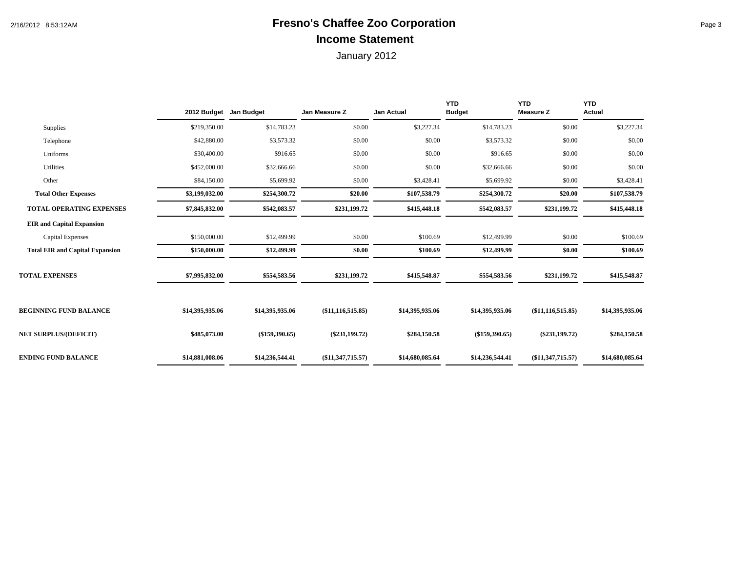# Fresno's Chaffee Zoo Corporation

## Income Statement

January 2012

| | 2012 Budget | Jan Budget | Jan Measure Z | Jan Actual | YTD Budget | YTD Measure Z | YTD Actual |
|---|---|---|---|---|---|---|---|
| Supplies | $219,350.00 | $14,783.23 | $0.00 | $3,227.34 | $14,783.23 | $0.00 | $3,227.34 |
| Telephone | $42,880.00 | $3,573.32 | $0.00 | $0.00 | $3,573.32 | $0.00 | $0.00 |
| Uniforms | $30,400.00 | $916.65 | $0.00 | $0.00 | $916.65 | $0.00 | $0.00 |
| Utilities | $452,000.00 | $32,666.66 | $0.00 | $0.00 | $32,666.66 | $0.00 | $0.00 |
| Other | $84,150.00 | $5,699.92 | $0.00 | $3,428.41 | $5,699.92 | $0.00 | $3,428.41 |
| **Total Other Expenses** | **$3,199,032.00** | **$254,300.72** | **$20.00** | **$107,538.79** | **$254,300.72** | **$20.00** | **$107,538.79** |
| **TOTAL OPERATING EXPENSES** | **$7,845,832.00** | **$542,083.57** | **$231,199.72** | **$415,448.18** | **$542,083.57** | **$231,199.72** | **$415,448.18** |
| **EIR and Capital Expansion** | | | | | | | |
| Capital Expenses | $150,000.00 | $12,499.99 | $0.00 | $100.69 | $12,499.99 | $0.00 | $100.69 |
| **Total EIR and Capital Expansion** | **$150,000.00** | **$12,499.99** | **$0.00** | **$100.69** | **$12,499.99** | **$0.00** | **$100.69** |
| **TOTAL EXPENSES** | **$7,995,832.00** | **$554,583.56** | **$231,199.72** | **$415,548.87** | **$554,583.56** | **$231,199.72** | **$415,548.87** |
| **BEGINNING FUND BALANCE** | **$14,395,935.06** | **$14,395,935.06** | **($11,116,515.85)** | **$14,395,935.06** | **$14,395,935.06** | **($11,116,515.85)** | **$14,395,935.06** |
| **NET SURPLUS/(DEFICIT)** | **$485,073.00** | **($159,390.65)** | **($231,199.72)** | **$284,150.58** | **($159,390.65)** | **($231,199.72)** | **$284,150.58** |
| **ENDING FUND BALANCE** | **$14,881,008.06** | **$14,236,544.41** | **($11,347,715.57)** | **$14,680,085.64** | **$14,236,544.41** | **($11,347,715.57)** | **$14,680,085.64** |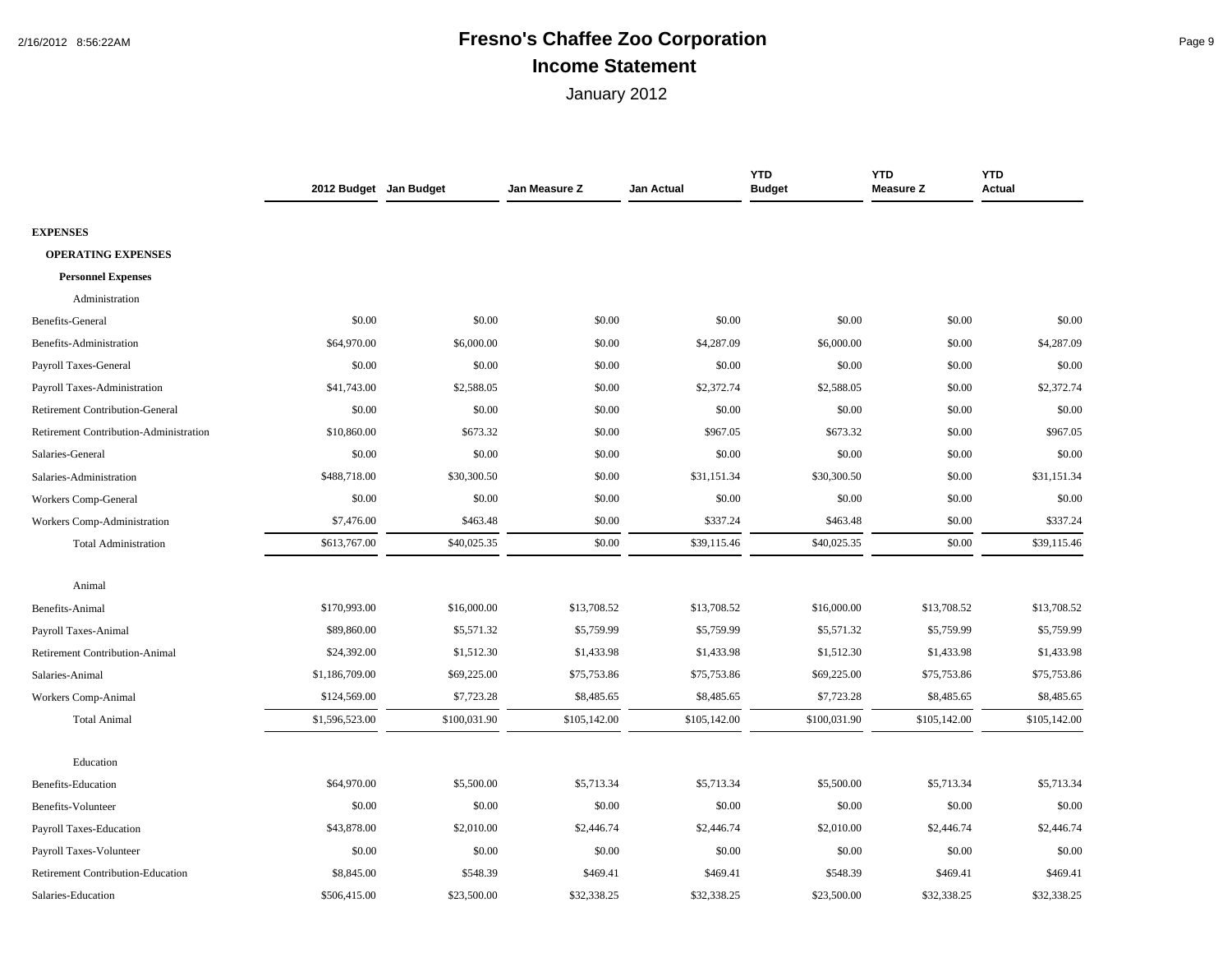# Fresno's Chaffee Zoo Corporation

## Income Statement

January 2012

| | 2012 Budget | Jan Budget | Jan Measure Z | Jan Actual | YTD Budget | YTD Measure Z | YTD Actual |
|---|---|---|---|---|---|---|---|
| **EXPENSES** | | | | | | | |
| **OPERATING EXPENSES** | | | | | | | |
| **Personnel Expenses** | | | | | | | |
| Administration | | | | | | | |
| Benefits-General | $0.00 | $0.00 | $0.00 | $0.00 | $0.00 | $0.00 | $0.00 |
| Benefits-Administration | $64,970.00 | $6,000.00 | $0.00 | $4,287.09 | $6,000.00 | $0.00 | $4,287.09 |
| Payroll Taxes-General | $0.00 | $0.00 | $0.00 | $0.00 | $0.00 | $0.00 | $0.00 |
| Payroll Taxes-Administration | $41,743.00 | $2,588.05 | $0.00 | $2,372.74 | $2,588.05 | $0.00 | $2,372.74 |
| Retirement Contribution-General | $0.00 | $0.00 | $0.00 | $0.00 | $0.00 | $0.00 | $0.00 |
| Retirement Contribution-Administration | $10,860.00 | $673.32 | $0.00 | $967.05 | $673.32 | $0.00 | $967.05 |
| Salaries-General | $0.00 | $0.00 | $0.00 | $0.00 | $0.00 | $0.00 | $0.00 |
| Salaries-Administration | $488,718.00 | $30,300.50 | $0.00 | $31,151.34 | $30,300.50 | $0.00 | $31,151.34 |
| Workers Comp-General | $0.00 | $0.00 | $0.00 | $0.00 | $0.00 | $0.00 | $0.00 |
| Workers Comp-Administration | $7,476.00 | $463.48 | $0.00 | $337.24 | $463.48 | $0.00 | $337.24 |
| Total Administration | $613,767.00 | $40,025.35 | $0.00 | $39,115.46 | $40,025.35 | $0.00 | $39,115.46 |
| Animal | | | | | | | |
| Benefits-Animal | $170,993.00 | $16,000.00 | $13,708.52 | $13,708.52 | $16,000.00 | $13,708.52 | $13,708.52 |
| Payroll Taxes-Animal | $89,860.00 | $5,571.32 | $5,759.99 | $5,759.99 | $5,571.32 | $5,759.99 | $5,759.99 |
| Retirement Contribution-Animal | $24,392.00 | $1,512.30 | $1,433.98 | $1,433.98 | $1,512.30 | $1,433.98 | $1,433.98 |
| Salaries-Animal | $1,186,709.00 | $69,225.00 | $75,753.86 | $75,753.86 | $69,225.00 | $75,753.86 | $75,753.86 |
| Workers Comp-Animal | $124,569.00 | $7,723.28 | $8,485.65 | $8,485.65 | $7,723.28 | $8,485.65 | $8,485.65 |
| Total Animal | $1,596,523.00 | $100,031.90 | $105,142.00 | $105,142.00 | $100,031.90 | $105,142.00 | $105,142.00 |
| Education | | | | | | | |
| Benefits-Education | $64,970.00 | $5,500.00 | $5,713.34 | $5,713.34 | $5,500.00 | $5,713.34 | $5,713.34 |
| Benefits-Volunteer | $0.00 | $0.00 | $0.00 | $0.00 | $0.00 | $0.00 | $0.00 |
| Payroll Taxes-Education | $43,878.00 | $2,010.00 | $2,446.74 | $2,446.74 | $2,010.00 | $2,446.74 | $2,446.74 |
| Payroll Taxes-Volunteer | $0.00 | $0.00 | $0.00 | $0.00 | $0.00 | $0.00 | $0.00 |
| Retirement Contribution-Education | $8,845.00 | $548.39 | $469.41 | $469.41 | $548.39 | $469.41 | $469.41 |
| Salaries-Education | $506,415.00 | $23,500.00 | $32,338.25 | $32,338.25 | $23,500.00 | $32,338.25 | $32,338.25 |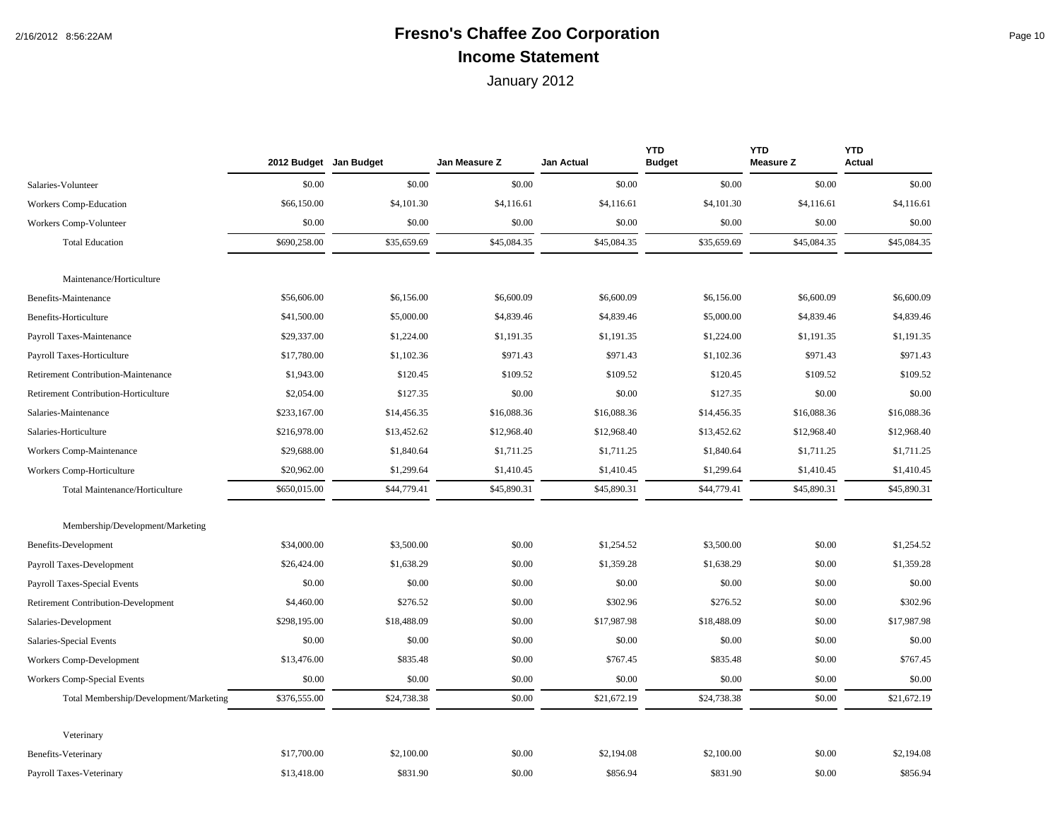# Fresno's Chaffee Zoo Corporation

## Income Statement

January 2012

| | 2012 Budget | Jan Budget | Jan Measure Z | Jan Actual | YTD Budget | YTD Measure Z | YTD Actual |
|---|---|---|---|---|---|---|---|
| Salaries-Volunteer | $0.00 | $0.00 | $0.00 | $0.00 | $0.00 | $0.00 | $0.00 |
| Workers Comp-Education | $66,150.00 | $4,101.30 | $4,116.61 | $4,116.61 | $4,101.30 | $4,116.61 | $4,116.61 |
| Workers Comp-Volunteer | $0.00 | $0.00 | $0.00 | $0.00 | $0.00 | $0.00 | $0.00 |
| Total Education | $690,258.00 | $35,659.69 | $45,084.35 | $45,084.35 | $35,659.69 | $45,084.35 | $45,084.35 |
| Maintenance/Horticulture | | | | | | | |
| Benefits-Maintenance | $56,606.00 | $6,156.00 | $6,600.09 | $6,600.09 | $6,156.00 | $6,600.09 | $6,600.09 |
| Benefits-Horticulture | $41,500.00 | $5,000.00 | $4,839.46 | $4,839.46 | $5,000.00 | $4,839.46 | $4,839.46 |
| Payroll Taxes-Maintenance | $29,337.00 | $1,224.00 | $1,191.35 | $1,191.35 | $1,224.00 | $1,191.35 | $1,191.35 |
| Payroll Taxes-Horticulture | $17,780.00 | $1,102.36 | $971.43 | $971.43 | $1,102.36 | $971.43 | $971.43 |
| Retirement Contribution-Maintenance | $1,943.00 | $120.45 | $109.52 | $109.52 | $120.45 | $109.52 | $109.52 |
| Retirement Contribution-Horticulture | $2,054.00 | $127.35 | $0.00 | $0.00 | $127.35 | $0.00 | $0.00 |
| Salaries-Maintenance | $233,167.00 | $14,456.35 | $16,088.36 | $16,088.36 | $14,456.35 | $16,088.36 | $16,088.36 |
| Salaries-Horticulture | $216,978.00 | $13,452.62 | $12,968.40 | $12,968.40 | $13,452.62 | $12,968.40 | $12,968.40 |
| Workers Comp-Maintenance | $29,688.00 | $1,840.64 | $1,711.25 | $1,711.25 | $1,840.64 | $1,711.25 | $1,711.25 |
| Workers Comp-Horticulture | $20,962.00 | $1,299.64 | $1,410.45 | $1,410.45 | $1,299.64 | $1,410.45 | $1,410.45 |
| Total Maintenance/Horticulture | $650,015.00 | $44,779.41 | $45,890.31 | $45,890.31 | $44,779.41 | $45,890.31 | $45,890.31 |
| Membership/Development/Marketing | | | | | | | |
| Benefits-Development | $34,000.00 | $3,500.00 | $0.00 | $1,254.52 | $3,500.00 | $0.00 | $1,254.52 |
| Payroll Taxes-Development | $26,424.00 | $1,638.29 | $0.00 | $1,359.28 | $1,638.29 | $0.00 | $1,359.28 |
| Payroll Taxes-Special Events | $0.00 | $0.00 | $0.00 | $0.00 | $0.00 | $0.00 | $0.00 |
| Retirement Contribution-Development | $4,460.00 | $276.52 | $0.00 | $302.96 | $276.52 | $0.00 | $302.96 |
| Salaries-Development | $298,195.00 | $18,488.09 | $0.00 | $17,987.98 | $18,488.09 | $0.00 | $17,987.98 |
| Salaries-Special Events | $0.00 | $0.00 | $0.00 | $0.00 | $0.00 | $0.00 | $0.00 |
| Workers Comp-Development | $13,476.00 | $835.48 | $0.00 | $767.45 | $835.48 | $0.00 | $767.45 |
| Workers Comp-Special Events | $0.00 | $0.00 | $0.00 | $0.00 | $0.00 | $0.00 | $0.00 |
| Total Membership/Development/Marketing | $376,555.00 | $24,738.38 | $0.00 | $21,672.19 | $24,738.38 | $0.00 | $21,672.19 |
| Veterinary | | | | | | | |
| Benefits-Veterinary | $17,700.00 | $2,100.00 | $0.00 | $2,194.08 | $2,100.00 | $0.00 | $2,194.08 |
| Payroll Taxes-Veterinary | $13,418.00 | $831.90 | $0.00 | $856.94 | $831.90 | $0.00 | $856.94 |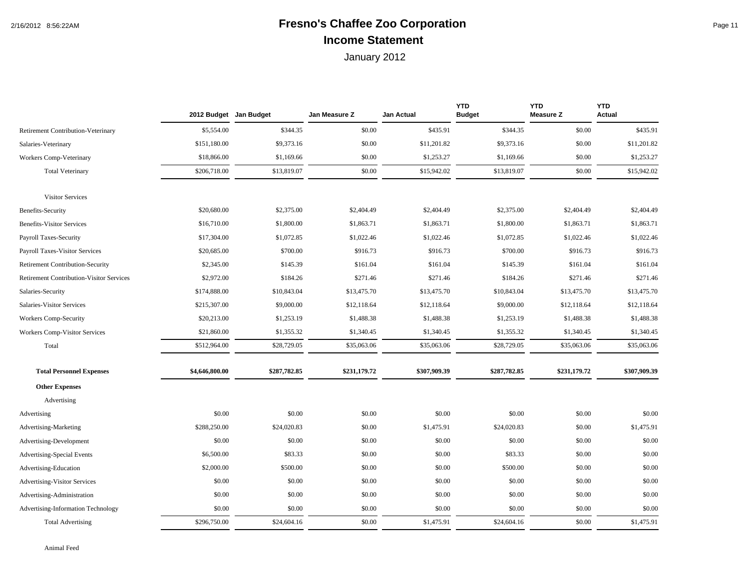# Fresno's Chaffee Zoo Corporation

## Income Statement

January 2012

| | 2012 Budget | Jan Budget | Jan Measure Z | Jan Actual | YTD Budget | YTD Measure Z | YTD Actual |
|---|---|---|---|---|---|---|---|
| Retirement Contribution-Veterinary | $5,554.00 | $344.35 | $0.00 | $435.91 | $344.35 | $0.00 | $435.91 |
| Salaries-Veterinary | $151,180.00 | $9,373.16 | $0.00 | $11,201.82 | $9,373.16 | $0.00 | $11,201.82 |
| Workers Comp-Veterinary | $18,866.00 | $1,169.66 | $0.00 | $1,253.27 | $1,169.66 | $0.00 | $1,253.27 |
| Total Veterinary | $206,718.00 | $13,819.07 | $0.00 | $15,942.02 | $13,819.07 | $0.00 | $15,942.02 |
| Visitor Services | | | | | | | |
| Benefits-Security | $20,680.00 | $2,375.00 | $2,404.49 | $2,404.49 | $2,375.00 | $2,404.49 | $2,404.49 |
| Benefits-Visitor Services | $16,710.00 | $1,800.00 | $1,863.71 | $1,863.71 | $1,800.00 | $1,863.71 | $1,863.71 |
| Payroll Taxes-Security | $17,304.00 | $1,072.85 | $1,022.46 | $1,022.46 | $1,072.85 | $1,022.46 | $1,022.46 |
| Payroll Taxes-Visitor Services | $20,685.00 | $700.00 | $916.73 | $916.73 | $700.00 | $916.73 | $916.73 |
| Retirement Contribution-Security | $2,345.00 | $145.39 | $161.04 | $161.04 | $145.39 | $161.04 | $161.04 |
| Retirement Contribution-Visitor Services | $2,972.00 | $184.26 | $271.46 | $271.46 | $184.26 | $271.46 | $271.46 |
| Salaries-Security | $174,888.00 | $10,843.04 | $13,475.70 | $13,475.70 | $10,843.04 | $13,475.70 | $13,475.70 |
| Salaries-Visitor Services | $215,307.00 | $9,000.00 | $12,118.64 | $12,118.64 | $9,000.00 | $12,118.64 | $12,118.64 |
| Workers Comp-Security | $20,213.00 | $1,253.19 | $1,488.38 | $1,488.38 | $1,253.19 | $1,488.38 | $1,488.38 |
| Workers Comp-Visitor Services | $21,860.00 | $1,355.32 | $1,340.45 | $1,340.45 | $1,355.32 | $1,340.45 | $1,340.45 |
| Total | $512,964.00 | $28,729.05 | $35,063.06 | $35,063.06 | $28,729.05 | $35,063.06 | $35,063.06 |
| **Total Personnel Expenses** | **$4,646,800.00** | **$287,782.85** | **$231,179.72** | **$307,909.39** | **$287,782.85** | **$231,179.72** | **$307,909.39** |
| **Other Expenses** | | | | | | | |
| Advertising | | | | | | | |
| Advertising | $0.00 | $0.00 | $0.00 | $0.00 | $0.00 | $0.00 | $0.00 |
| Advertising-Marketing | $288,250.00 | $24,020.83 | $0.00 | $1,475.91 | $24,020.83 | $0.00 | $1,475.91 |
| Advertising-Development | $0.00 | $0.00 | $0.00 | $0.00 | $0.00 | $0.00 | $0.00 |
| Advertising-Special Events | $6,500.00 | $83.33 | $0.00 | $0.00 | $83.33 | $0.00 | $0.00 |
| Advertising-Education | $2,000.00 | $500.00 | $0.00 | $0.00 | $500.00 | $0.00 | $0.00 |
| Advertising-Visitor Services | $0.00 | $0.00 | $0.00 | $0.00 | $0.00 | $0.00 | $0.00 |
| Advertising-Administration | $0.00 | $0.00 | $0.00 | $0.00 | $0.00 | $0.00 | $0.00 |
| Advertising-Information Technology | $0.00 | $0.00 | $0.00 | $0.00 | $0.00 | $0.00 | $0.00 |
| Total Advertising | $296,750.00 | $24,604.16 | $0.00 | $1,475.91 | $24,604.16 | $0.00 | $1,475.91 |
| Animal Feed | | | | | | | |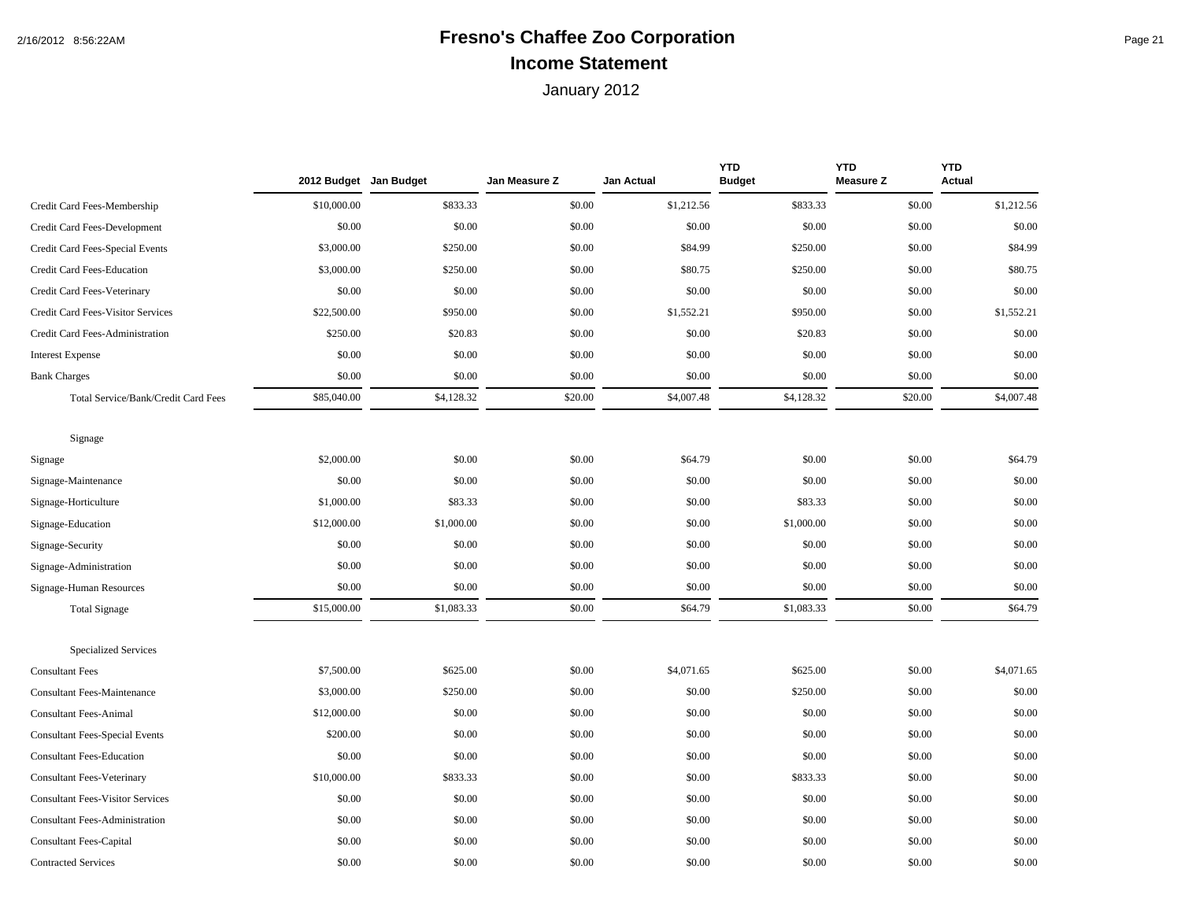# Fresno's Chaffee Zoo Corporation

## Income Statement

January 2012

| | 2012 Budget | Jan Budget | Jan Measure Z | Jan Actual | YTD Budget | YTD Measure Z | YTD Actual |
|---|---|---|---|---|---|---|---|
| Credit Card Fees-Membership | $10,000.00 | $833.33 | $0.00 | $1,212.56 | $833.33 | $0.00 | $1,212.56 |
| Credit Card Fees-Development | $0.00 | $0.00 | $0.00 | $0.00 | $0.00 | $0.00 | $0.00 |
| Credit Card Fees-Special Events | $3,000.00 | $250.00 | $0.00 | $84.99 | $250.00 | $0.00 | $84.99 |
| Credit Card Fees-Education | $3,000.00 | $250.00 | $0.00 | $80.75 | $250.00 | $0.00 | $80.75 |
| Credit Card Fees-Veterinary | $0.00 | $0.00 | $0.00 | $0.00 | $0.00 | $0.00 | $0.00 |
| Credit Card Fees-Visitor Services | $22,500.00 | $950.00 | $0.00 | $1,552.21 | $950.00 | $0.00 | $1,552.21 |
| Credit Card Fees-Administration | $250.00 | $20.83 | $0.00 | $0.00 | $20.83 | $0.00 | $0.00 |
| Interest Expense | $0.00 | $0.00 | $0.00 | $0.00 | $0.00 | $0.00 | $0.00 |
| Bank Charges | $0.00 | $0.00 | $0.00 | $0.00 | $0.00 | $0.00 | $0.00 |
| Total Service/Bank/Credit Card Fees | $85,040.00 | $4,128.32 | $20.00 | $4,007.48 | $4,128.32 | $20.00 | $4,007.48 |
| Signage | | | | | | | |
| Signage | $2,000.00 | $0.00 | $0.00 | $64.79 | $0.00 | $0.00 | $64.79 |
| Signage-Maintenance | $0.00 | $0.00 | $0.00 | $0.00 | $0.00 | $0.00 | $0.00 |
| Signage-Horticulture | $1,000.00 | $83.33 | $0.00 | $0.00 | $83.33 | $0.00 | $0.00 |
| Signage-Education | $12,000.00 | $1,000.00 | $0.00 | $0.00 | $1,000.00 | $0.00 | $0.00 |
| Signage-Security | $0.00 | $0.00 | $0.00 | $0.00 | $0.00 | $0.00 | $0.00 |
| Signage-Administration | $0.00 | $0.00 | $0.00 | $0.00 | $0.00 | $0.00 | $0.00 |
| Signage-Human Resources | $0.00 | $0.00 | $0.00 | $0.00 | $0.00 | $0.00 | $0.00 |
| Total Signage | $15,000.00 | $1,083.33 | $0.00 | $64.79 | $1,083.33 | $0.00 | $64.79 |
| Specialized Services | | | | | | | |
| Consultant Fees | $7,500.00 | $625.00 | $0.00 | $4,071.65 | $625.00 | $0.00 | $4,071.65 |
| Consultant Fees-Maintenance | $3,000.00 | $250.00 | $0.00 | $0.00 | $250.00 | $0.00 | $0.00 |
| Consultant Fees-Animal | $12,000.00 | $0.00 | $0.00 | $0.00 | $0.00 | $0.00 | $0.00 |
| Consultant Fees-Special Events | $200.00 | $0.00 | $0.00 | $0.00 | $0.00 | $0.00 | $0.00 |
| Consultant Fees-Education | $0.00 | $0.00 | $0.00 | $0.00 | $0.00 | $0.00 | $0.00 |
| Consultant Fees-Veterinary | $10,000.00 | $833.33 | $0.00 | $0.00 | $833.33 | $0.00 | $0.00 |
| Consultant Fees-Visitor Services | $0.00 | $0.00 | $0.00 | $0.00 | $0.00 | $0.00 | $0.00 |
| Consultant Fees-Administration | $0.00 | $0.00 | $0.00 | $0.00 | $0.00 | $0.00 | $0.00 |
| Consultant Fees-Capital | $0.00 | $0.00 | $0.00 | $0.00 | $0.00 | $0.00 | $0.00 |
| Contracted Services | $0.00 | $0.00 | $0.00 | $0.00 | $0.00 | $0.00 | $0.00 |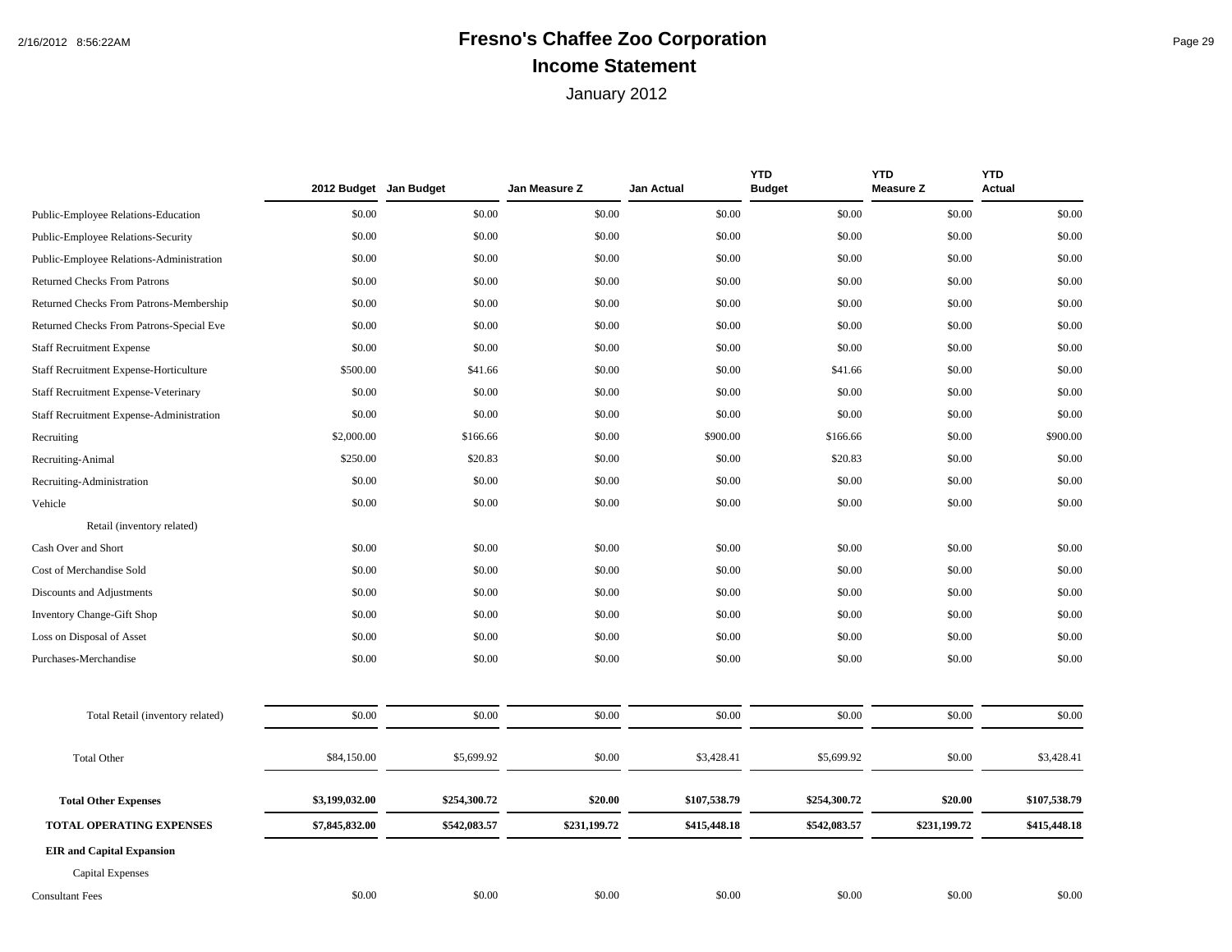# Fresno's Chaffee Zoo Corporation

## Income Statement

January 2012

| | 2012 Budget | Jan Budget | Jan Measure Z | Jan Actual | YTD Budget | YTD Measure Z | YTD Actual |
|---|---|---|---|---|---|---|---|
| Public-Employee Relations-Education | $0.00 | $0.00 | $0.00 | $0.00 | $0.00 | $0.00 | $0.00 |
| Public-Employee Relations-Security | $0.00 | $0.00 | $0.00 | $0.00 | $0.00 | $0.00 | $0.00 |
| Public-Employee Relations-Administration | $0.00 | $0.00 | $0.00 | $0.00 | $0.00 | $0.00 | $0.00 |
| Returned Checks From Patrons | $0.00 | $0.00 | $0.00 | $0.00 | $0.00 | $0.00 | $0.00 |
| Returned Checks From Patrons-Membership | $0.00 | $0.00 | $0.00 | $0.00 | $0.00 | $0.00 | $0.00 |
| Returned Checks From Patrons-Special Eve | $0.00 | $0.00 | $0.00 | $0.00 | $0.00 | $0.00 | $0.00 |
| Staff Recruitment Expense | $0.00 | $0.00 | $0.00 | $0.00 | $0.00 | $0.00 | $0.00 |
| Staff Recruitment Expense-Horticulture | $500.00 | $41.66 | $0.00 | $0.00 | $41.66 | $0.00 | $0.00 |
| Staff Recruitment Expense-Veterinary | $0.00 | $0.00 | $0.00 | $0.00 | $0.00 | $0.00 | $0.00 |
| Staff Recruitment Expense-Administration | $0.00 | $0.00 | $0.00 | $0.00 | $0.00 | $0.00 | $0.00 |
| Recruiting | $2,000.00 | $166.66 | $0.00 | $900.00 | $166.66 | $0.00 | $900.00 |
| Recruiting-Animal | $250.00 | $20.83 | $0.00 | $0.00 | $20.83 | $0.00 | $0.00 |
| Recruiting-Administration | $0.00 | $0.00 | $0.00 | $0.00 | $0.00 | $0.00 | $0.00 |
| Vehicle | $0.00 | $0.00 | $0.00 | $0.00 | $0.00 | $0.00 | $0.00 |
| Retail (inventory related) | | | | | | | |
| Cash Over and Short | $0.00 | $0.00 | $0.00 | $0.00 | $0.00 | $0.00 | $0.00 |
| Cost of Merchandise Sold | $0.00 | $0.00 | $0.00 | $0.00 | $0.00 | $0.00 | $0.00 |
| Discounts and Adjustments | $0.00 | $0.00 | $0.00 | $0.00 | $0.00 | $0.00 | $0.00 |
| Inventory Change-Gift Shop | $0.00 | $0.00 | $0.00 | $0.00 | $0.00 | $0.00 | $0.00 |
| Loss on Disposal of Asset | $0.00 | $0.00 | $0.00 | $0.00 | $0.00 | $0.00 | $0.00 |
| Purchases-Merchandise | $0.00 | $0.00 | $0.00 | $0.00 | $0.00 | $0.00 | $0.00 |
| Total Retail (inventory related) | $0.00 | $0.00 | $0.00 | $0.00 | $0.00 | $0.00 | $0.00 |
| Total Other | $84,150.00 | $5,699.92 | $0.00 | $3,428.41 | $5,699.92 | $0.00 | $3,428.41 |
| **Total Other Expenses** | **$3,199,032.00** | **$254,300.72** | **$20.00** | **$107,538.79** | **$254,300.72** | **$20.00** | **$107,538.79** |
| **TOTAL OPERATING EXPENSES** | **$7,845,832.00** | **$542,083.57** | **$231,199.72** | **$415,448.18** | **$542,083.57** | **$231,199.72** | **$415,448.18** |
| **EIR and Capital Expansion** | | | | | | | |
| Capital Expenses | | | | | | | |
| Consultant Fees | $0.00 | $0.00 | $0.00 | $0.00 | $0.00 | $0.00 | $0.00 |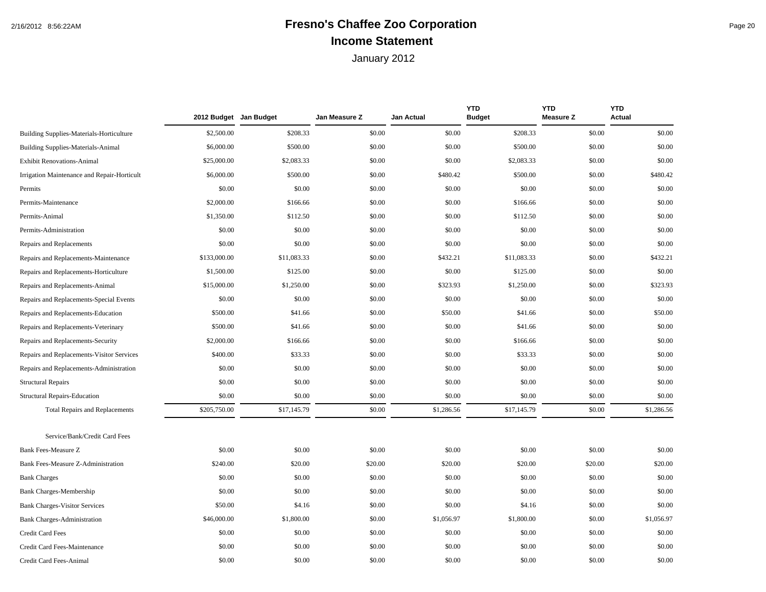# Fresno's Chaffee Zoo Corporation

## Income Statement

January 2012

| | 2012 Budget | Jan Budget | Jan Measure Z | Jan Actual | YTD Budget | YTD Measure Z | YTD Actual |
|---|---|---|---|---|---|---|---|
| Building Supplies-Materials-Horticulture | $2,500.00 | $208.33 | $0.00 | $0.00 | $208.33 | $0.00 | $0.00 |
| Building Supplies-Materials-Animal | $6,000.00 | $500.00 | $0.00 | $0.00 | $500.00 | $0.00 | $0.00 |
| Exhibit Renovations-Animal | $25,000.00 | $2,083.33 | $0.00 | $0.00 | $2,083.33 | $0.00 | $0.00 |
| Irrigation Maintenance and Repair-Horticult | $6,000.00 | $500.00 | $0.00 | $480.42 | $500.00 | $0.00 | $480.42 |
| Permits | $0.00 | $0.00 | $0.00 | $0.00 | $0.00 | $0.00 | $0.00 |
| Permits-Maintenance | $2,000.00 | $166.66 | $0.00 | $0.00 | $166.66 | $0.00 | $0.00 |
| Permits-Animal | $1,350.00 | $112.50 | $0.00 | $0.00 | $112.50 | $0.00 | $0.00 |
| Permits-Administration | $0.00 | $0.00 | $0.00 | $0.00 | $0.00 | $0.00 | $0.00 |
| Repairs and Replacements | $0.00 | $0.00 | $0.00 | $0.00 | $0.00 | $0.00 | $0.00 |
| Repairs and Replacements-Maintenance | $133,000.00 | $11,083.33 | $0.00 | $432.21 | $11,083.33 | $0.00 | $432.21 |
| Repairs and Replacements-Horticulture | $1,500.00 | $125.00 | $0.00 | $0.00 | $125.00 | $0.00 | $0.00 |
| Repairs and Replacements-Animal | $15,000.00 | $1,250.00 | $0.00 | $323.93 | $1,250.00 | $0.00 | $323.93 |
| Repairs and Replacements-Special Events | $0.00 | $0.00 | $0.00 | $0.00 | $0.00 | $0.00 | $0.00 |
| Repairs and Replacements-Education | $500.00 | $41.66 | $0.00 | $50.00 | $41.66 | $0.00 | $50.00 |
| Repairs and Replacements-Veterinary | $500.00 | $41.66 | $0.00 | $0.00 | $41.66 | $0.00 | $0.00 |
| Repairs and Replacements-Security | $2,000.00 | $166.66 | $0.00 | $0.00 | $166.66 | $0.00 | $0.00 |
| Repairs and Replacements-Visitor Services | $400.00 | $33.33 | $0.00 | $0.00 | $33.33 | $0.00 | $0.00 |
| Repairs and Replacements-Administration | $0.00 | $0.00 | $0.00 | $0.00 | $0.00 | $0.00 | $0.00 |
| Structural Repairs | $0.00 | $0.00 | $0.00 | $0.00 | $0.00 | $0.00 | $0.00 |
| Structural Repairs-Education | $0.00 | $0.00 | $0.00 | $0.00 | $0.00 | $0.00 | $0.00 |
| Total Repairs and Replacements | $205,750.00 | $17,145.79 | $0.00 | $1,286.56 | $17,145.79 | $0.00 | $1,286.56 |
| | | | | | | | |
| Service/Bank/Credit Card Fees | | | | | | | |
| Bank Fees-Measure Z | $0.00 | $0.00 | $0.00 | $0.00 | $0.00 | $0.00 | $0.00 |
| Bank Fees-Measure Z-Administration | $240.00 | $20.00 | $20.00 | $20.00 | $20.00 | $20.00 | $20.00 |
| Bank Charges | $0.00 | $0.00 | $0.00 | $0.00 | $0.00 | $0.00 | $0.00 |
| Bank Charges-Membership | $0.00 | $0.00 | $0.00 | $0.00 | $0.00 | $0.00 | $0.00 |
| Bank Charges-Visitor Services | $50.00 | $4.16 | $0.00 | $0.00 | $4.16 | $0.00 | $0.00 |
| Bank Charges-Administration | $46,000.00 | $1,800.00 | $0.00 | $1,056.97 | $1,800.00 | $0.00 | $1,056.97 |
| Credit Card Fees | $0.00 | $0.00 | $0.00 | $0.00 | $0.00 | $0.00 | $0.00 |
| Credit Card Fees-Maintenance | $0.00 | $0.00 | $0.00 | $0.00 | $0.00 | $0.00 | $0.00 |
| Credit Card Fees-Animal | $0.00 | $0.00 | $0.00 | $0.00 | $0.00 | $0.00 | $0.00 |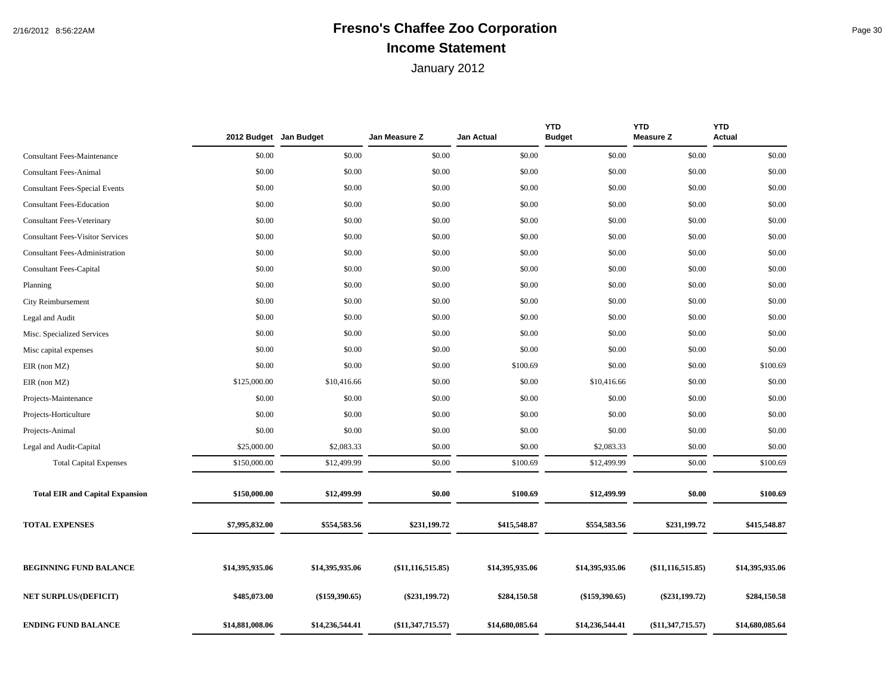# Fresno's Chaffee Zoo Corporation

## Income Statement

January 2012

| | 2012 Budget | Jan Budget | Jan Measure Z | Jan Actual | YTD Budget | YTD Measure Z | YTD Actual |
|---|---|---|---|---|---|---|---|
| Consultant Fees-Maintenance | $0.00 | $0.00 | $0.00 | $0.00 | $0.00 | $0.00 | $0.00 |
| Consultant Fees-Animal | $0.00 | $0.00 | $0.00 | $0.00 | $0.00 | $0.00 | $0.00 |
| Consultant Fees-Special Events | $0.00 | $0.00 | $0.00 | $0.00 | $0.00 | $0.00 | $0.00 |
| Consultant Fees-Education | $0.00 | $0.00 | $0.00 | $0.00 | $0.00 | $0.00 | $0.00 |
| Consultant Fees-Veterinary | $0.00 | $0.00 | $0.00 | $0.00 | $0.00 | $0.00 | $0.00 |
| Consultant Fees-Visitor Services | $0.00 | $0.00 | $0.00 | $0.00 | $0.00 | $0.00 | $0.00 |
| Consultant Fees-Administration | $0.00 | $0.00 | $0.00 | $0.00 | $0.00 | $0.00 | $0.00 |
| Consultant Fees-Capital | $0.00 | $0.00 | $0.00 | $0.00 | $0.00 | $0.00 | $0.00 |
| Planning | $0.00 | $0.00 | $0.00 | $0.00 | $0.00 | $0.00 | $0.00 |
| City Reimbursement | $0.00 | $0.00 | $0.00 | $0.00 | $0.00 | $0.00 | $0.00 |
| Legal and Audit | $0.00 | $0.00 | $0.00 | $0.00 | $0.00 | $0.00 | $0.00 |
| Misc. Specialized Services | $0.00 | $0.00 | $0.00 | $0.00 | $0.00 | $0.00 | $0.00 |
| Misc capital expenses | $0.00 | $0.00 | $0.00 | $0.00 | $0.00 | $0.00 | $0.00 |
| EIR (non MZ) | $0.00 | $0.00 | $0.00 | $100.69 | $0.00 | $0.00 | $100.69 |
| EIR (non MZ) | $125,000.00 | $10,416.66 | $0.00 | $0.00 | $10,416.66 | $0.00 | $0.00 |
| Projects-Maintenance | $0.00 | $0.00 | $0.00 | $0.00 | $0.00 | $0.00 | $0.00 |
| Projects-Horticulture | $0.00 | $0.00 | $0.00 | $0.00 | $0.00 | $0.00 | $0.00 |
| Projects-Animal | $0.00 | $0.00 | $0.00 | $0.00 | $0.00 | $0.00 | $0.00 |
| Legal and Audit-Capital | $25,000.00 | $2,083.33 | $0.00 | $0.00 | $2,083.33 | $0.00 | $0.00 |
| Total Capital Expenses | $150,000.00 | $12,499.99 | $0.00 | $100.69 | $12,499.99 | $0.00 | $100.69 |
| **Total EIR and Capital Expansion** | **$150,000.00** | **$12,499.99** | **$0.00** | **$100.69** | **$12,499.99** | **$0.00** | **$100.69** |
| **TOTAL EXPENSES** | **$7,995,832.00** | **$554,583.56** | **$231,199.72** | **$415,548.87** | **$554,583.56** | **$231,199.72** | **$415,548.87** |
| **BEGINNING FUND BALANCE** | **$14,395,935.06** | **$14,395,935.06** | **($11,116,515.85)** | **$14,395,935.06** | **$14,395,935.06** | **($11,116,515.85)** | **$14,395,935.06** |
| **NET SURPLUS/(DEFICIT)** | **$485,073.00** | **($159,390.65)** | **($231,199.72)** | **$284,150.58** | **($159,390.65)** | **($231,199.72)** | **$284,150.58** |
| **ENDING FUND BALANCE** | **$14,881,008.06** | **$14,236,544.41** | **($11,347,715.57)** | **$14,680,085.64** | **$14,236,544.41** | **($11,347,715.57)** | **$14,680,085.64** |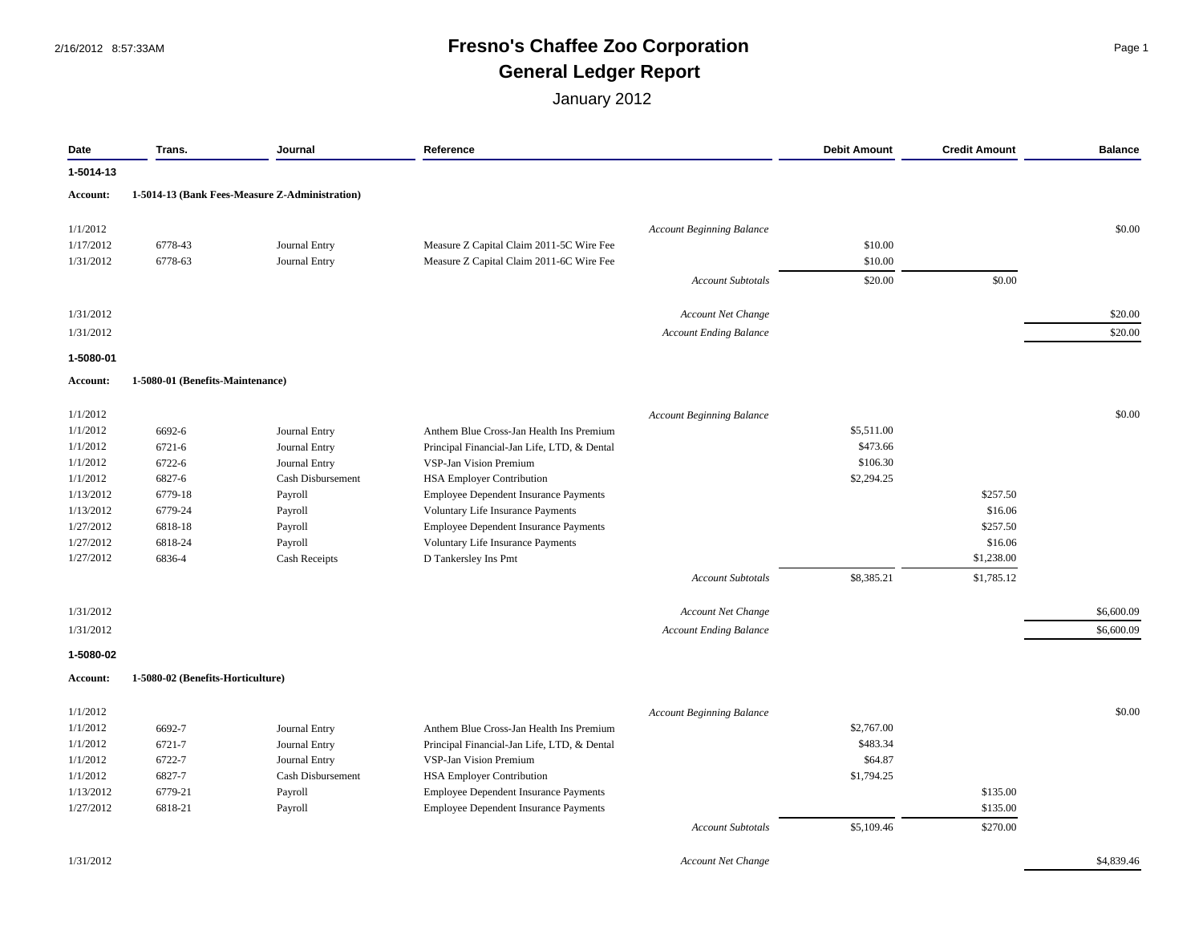# Fresno's Chaffee Zoo Corporation

## General Ledger Report

January 2012

| Date | Trans. | Journal | Reference | | Debit Amount | Credit Amount | Balance |
|---|---|---|---|---|---|---|---|
| **1-5014-13** | | | | | | | |
| **Account:** | **1-5014-13 (Bank Fees-Measure Z-Administration)** | | | | | | |
| 1/1/2012 | | | | *Account Beginning Balance* | | | $0.00 |
| 1/17/2012 | 6778-43 | Journal Entry | Measure Z Capital Claim 2011-5C Wire Fee | | $10.00 | | |
| 1/31/2012 | 6778-63 | Journal Entry | Measure Z Capital Claim 2011-6C Wire Fee | | $10.00 | | |
| | | | | *Account Subtotals* | $20.00 | $0.00 | |
| 1/31/2012 | | | | *Account Net Change* | | | $20.00 |
| 1/31/2012 | | | | *Account Ending Balance* | | | $20.00 |
| **1-5080-01** | | | | | | | |
| **Account:** | **1-5080-01 (Benefits-Maintenance)** | | | | | | |
| 1/1/2012 | | | | *Account Beginning Balance* | | | $0.00 |
| 1/1/2012 | 6692-6 | Journal Entry | Anthem Blue Cross-Jan Health Ins Premium | | $5,511.00 | | |
| 1/1/2012 | 6721-6 | Journal Entry | Principal Financial-Jan Life, LTD, & Dental | | $473.66 | | |
| 1/1/2012 | 6722-6 | Journal Entry | VSP-Jan Vision Premium | | $106.30 | | |
| 1/1/2012 | 6827-6 | Cash Disbursement | HSA Employer Contribution | | $2,294.25 | | |
| 1/13/2012 | 6779-18 | Payroll | Employee Dependent Insurance Payments | | | $257.50 | |
| 1/13/2012 | 6779-24 | Payroll | Voluntary Life Insurance Payments | | | $16.06 | |
| 1/27/2012 | 6818-18 | Payroll | Employee Dependent Insurance Payments | | | $257.50 | |
| 1/27/2012 | 6818-24 | Payroll | Voluntary Life Insurance Payments | | | $16.06 | |
| 1/27/2012 | 6836-4 | Cash Receipts | D Tankersley Ins Pmt | | | $1,238.00 | |
| | | | | *Account Subtotals* | $8,385.21 | $1,785.12 | |
| 1/31/2012 | | | | *Account Net Change* | | | $6,600.09 |
| 1/31/2012 | | | | *Account Ending Balance* | | | $6,600.09 |
| **1-5080-02** | | | | | | | |
| **Account:** | **1-5080-02 (Benefits-Horticulture)** | | | | | | |
| 1/1/2012 | | | | *Account Beginning Balance* | | | $0.00 |
| 1/1/2012 | 6692-7 | Journal Entry | Anthem Blue Cross-Jan Health Ins Premium | | $2,767.00 | | |
| 1/1/2012 | 6721-7 | Journal Entry | Principal Financial-Jan Life, LTD, & Dental | | $483.34 | | |
| 1/1/2012 | 6722-7 | Journal Entry | VSP-Jan Vision Premium | | $64.87 | | |
| 1/1/2012 | 6827-7 | Cash Disbursement | HSA Employer Contribution | | $1,794.25 | | |
| 1/13/2012 | 6779-21 | Payroll | Employee Dependent Insurance Payments | | | $135.00 | |
| 1/27/2012 | 6818-21 | Payroll | Employee Dependent Insurance Payments | | | $135.00 | |
| | | | | *Account Subtotals* | $5,109.46 | $270.00 | |
| 1/31/2012 | | | | *Account Net Change* | | | $4,839.46 |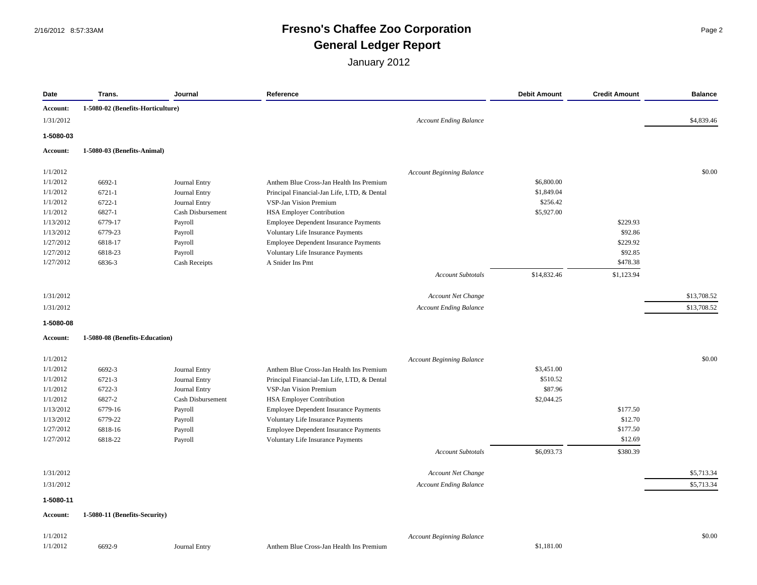# Fresno's Chaffee Zoo Corporation

## General Ledger Report

January 2012

| Date | Trans. | Journal | Reference | Debit Amount | Credit Amount | Balance |
|---|---|---|---|---|---|---|
| **Account:** | **1-5080-02 (Benefits-Horticulture)** | | | | | |
| 1/31/2012 | | | *Account Ending Balance* | | | $4,839.46 |
| **1-5080-03** | | | | | | |
| **Account:** | **1-5080-03 (Benefits-Animal)** | | | | | |
| 1/1/2012 | | | *Account Beginning Balance* | | | $0.00 |
| 1/1/2012 | 6692-1 | Journal Entry | Anthem Blue Cross-Jan Health Ins Premium | $6,800.00 | | |
| 1/1/2012 | 6721-1 | Journal Entry | Principal Financial-Jan Life, LTD, & Dental | $1,849.04 | | |
| 1/1/2012 | 6722-1 | Journal Entry | VSP-Jan Vision Premium | $256.42 | | |
| 1/1/2012 | 6827-1 | Cash Disbursement | HSA Employer Contribution | $5,927.00 | | |
| 1/13/2012 | 6779-17 | Payroll | Employee Dependent Insurance Payments | | $229.93 | |
| 1/13/2012 | 6779-23 | Payroll | Voluntary Life Insurance Payments | | $92.86 | |
| 1/27/2012 | 6818-17 | Payroll | Employee Dependent Insurance Payments | | $229.92 | |
| 1/27/2012 | 6818-23 | Payroll | Voluntary Life Insurance Payments | | $92.85 | |
| 1/27/2012 | 6836-3 | Cash Receipts | A Snider Ins Pmt | | $478.38 | |
| | | | *Account Subtotals* | $14,832.46 | $1,123.94 | |
| 1/31/2012 | | | *Account Net Change* | | | $13,708.52 |
| 1/31/2012 | | | *Account Ending Balance* | | | $13,708.52 |
| **1-5080-08** | | | | | | |
| **Account:** | **1-5080-08 (Benefits-Education)** | | | | | |
| 1/1/2012 | | | *Account Beginning Balance* | | | $0.00 |
| 1/1/2012 | 6692-3 | Journal Entry | Anthem Blue Cross-Jan Health Ins Premium | $3,451.00 | | |
| 1/1/2012 | 6721-3 | Journal Entry | Principal Financial-Jan Life, LTD, & Dental | $510.52 | | |
| 1/1/2012 | 6722-3 | Journal Entry | VSP-Jan Vision Premium | $87.96 | | |
| 1/1/2012 | 6827-2 | Cash Disbursement | HSA Employer Contribution | $2,044.25 | | |
| 1/13/2012 | 6779-16 | Payroll | Employee Dependent Insurance Payments | | $177.50 | |
| 1/13/2012 | 6779-22 | Payroll | Voluntary Life Insurance Payments | | $12.70 | |
| 1/27/2012 | 6818-16 | Payroll | Employee Dependent Insurance Payments | | $177.50 | |
| 1/27/2012 | 6818-22 | Payroll | Voluntary Life Insurance Payments | | $12.69 | |
| | | | *Account Subtotals* | $6,093.73 | $380.39 | |
| 1/31/2012 | | | *Account Net Change* | | | $5,713.34 |
| 1/31/2012 | | | *Account Ending Balance* | | | $5,713.34 |
| **1-5080-11** | | | | | | |
| **Account:** | **1-5080-11 (Benefits-Security)** | | | | | |
| 1/1/2012 | | | *Account Beginning Balance* | | | $0.00 |
| 1/1/2012 | 6692-9 | Journal Entry | Anthem Blue Cross-Jan Health Ins Premium | $1,181.00 | | |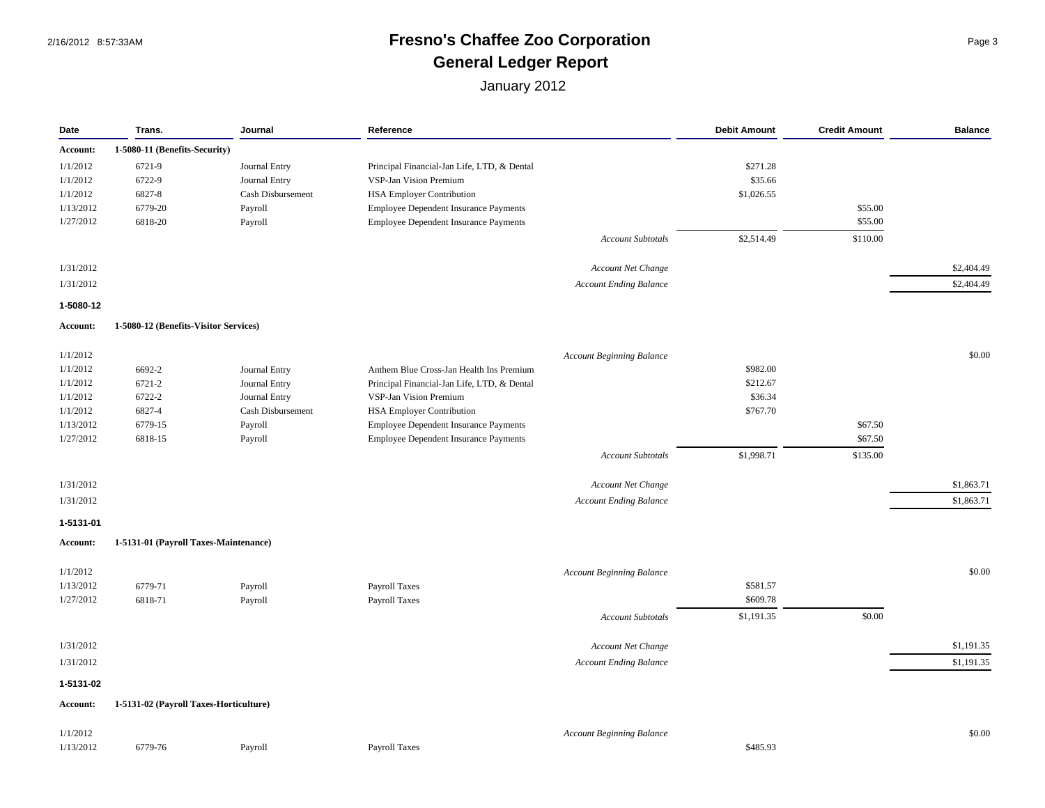# Fresno's Chaffee Zoo Corporation
## General Ledger Report
January 2012

| Date | Trans. | Journal | Reference | | Debit Amount | Credit Amount | Balance |
|---|---|---|---|---|---|---|---|
| **Account:** | **1-5080-11 (Benefits-Security)** | | | | | | |
| 1/1/2012 | 6721-9 | Journal Entry | Principal Financial-Jan Life, LTD, & Dental | | $271.28 | | |
| 1/1/2012 | 6722-9 | Journal Entry | VSP-Jan Vision Premium | | $35.66 | | |
| 1/1/2012 | 6827-8 | Cash Disbursement | HSA Employer Contribution | | $1,026.55 | | |
| 1/13/2012 | 6779-20 | Payroll | Employee Dependent Insurance Payments | | | $55.00 | |
| 1/27/2012 | 6818-20 | Payroll | Employee Dependent Insurance Payments | | | $55.00 | |
| | | | | *Account Subtotals* | $2,514.49 | $110.00 | |
| 1/31/2012 | | | | *Account Net Change* | | | $2,404.49 |
| 1/31/2012 | | | | *Account Ending Balance* | | | $2,404.49 |

**1-5080-12**

| Date | Trans. | Journal | Reference | | Debit Amount | Credit Amount | Balance |
|---|---|---|---|---|---|---|---|
| **Account:** | **1-5080-12 (Benefits-Visitor Services)** | | | | | | |
| 1/1/2012 | | | | *Account Beginning Balance* | | | $0.00 |
| 1/1/2012 | 6692-2 | Journal Entry | Anthem Blue Cross-Jan Health Ins Premium | | $982.00 | | |
| 1/1/2012 | 6721-2 | Journal Entry | Principal Financial-Jan Life, LTD, & Dental | | $212.67 | | |
| 1/1/2012 | 6722-2 | Journal Entry | VSP-Jan Vision Premium | | $36.34 | | |
| 1/1/2012 | 6827-4 | Cash Disbursement | HSA Employer Contribution | | $767.70 | | |
| 1/13/2012 | 6779-15 | Payroll | Employee Dependent Insurance Payments | | | $67.50 | |
| 1/27/2012 | 6818-15 | Payroll | Employee Dependent Insurance Payments | | | $67.50 | |
| | | | | *Account Subtotals* | $1,998.71 | $135.00 | |
| 1/31/2012 | | | | *Account Net Change* | | | $1,863.71 |
| 1/31/2012 | | | | *Account Ending Balance* | | | $1,863.71 |

**1-5131-01**

| Date | Trans. | Journal | Reference | | Debit Amount | Credit Amount | Balance |
|---|---|---|---|---|---|---|---|
| **Account:** | **1-5131-01 (Payroll Taxes-Maintenance)** | | | | | | |
| 1/1/2012 | | | | *Account Beginning Balance* | | | $0.00 |
| 1/13/2012 | 6779-71 | Payroll | Payroll Taxes | | $581.57 | | |
| 1/27/2012 | 6818-71 | Payroll | Payroll Taxes | | $609.78 | | |
| | | | | *Account Subtotals* | $1,191.35 | $0.00 | |
| 1/31/2012 | | | | *Account Net Change* | | | $1,191.35 |
| 1/31/2012 | | | | *Account Ending Balance* | | | $1,191.35 |

**1-5131-02**

| Date | Trans. | Journal | Reference | | Debit Amount | Credit Amount | Balance |
|---|---|---|---|---|---|---|---|
| **Account:** | **1-5131-02 (Payroll Taxes-Horticulture)** | | | | | | |
| 1/1/2012 | | | | *Account Beginning Balance* | | | $0.00 |
| 1/13/2012 | 6779-76 | Payroll | Payroll Taxes | | $485.93 | | |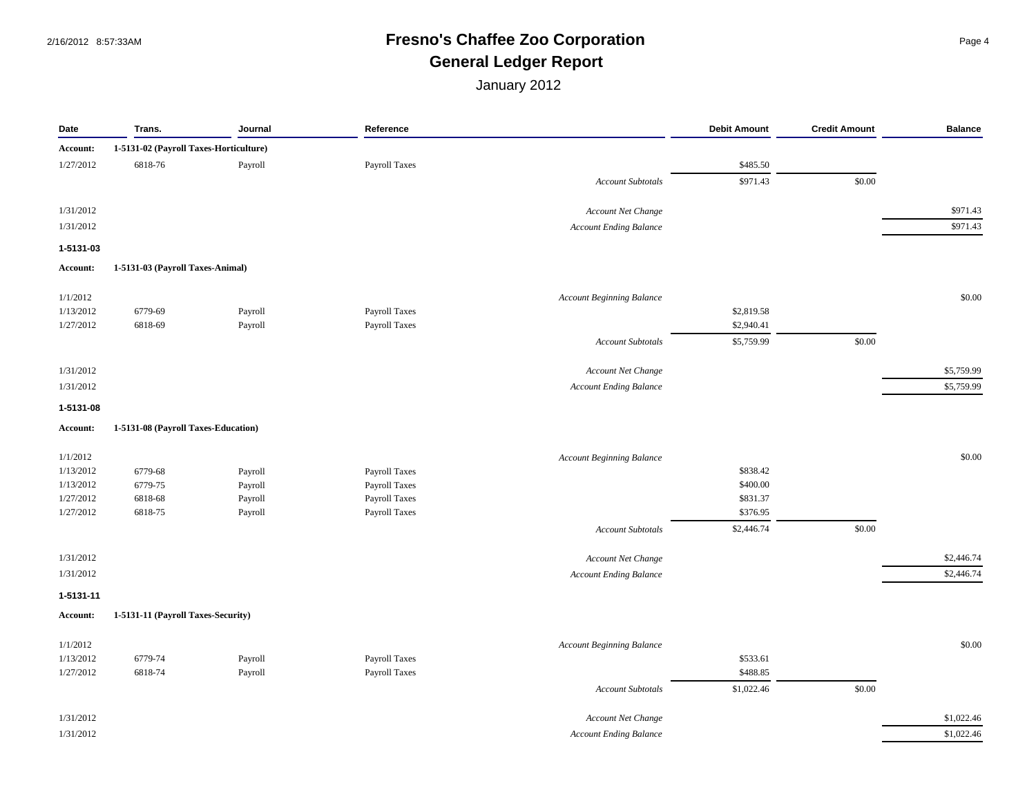# Fresno's Chaffee Zoo Corporation

## General Ledger Report

January 2012

| Date | Trans. | Journal | Reference | | Debit Amount | Credit Amount | Balance |
|---|---|---|---|---|---|---|---|
| **Account:** | **1-5131-02 (Payroll Taxes-Horticulture)** | | | | | | |
| 1/27/2012 | 6818-76 | Payroll | Payroll Taxes | | $485.50 | | |
| | | | | *Account Subtotals* | $971.43 | $0.00 | |
| 1/31/2012 | | | | *Account Net Change* | | | $971.43 |
| 1/31/2012 | | | | *Account Ending Balance* | | | $971.43 |
| **1-5131-03** | | | | | | | |
| **Account:** | **1-5131-03 (Payroll Taxes-Animal)** | | | | | | |
| 1/1/2012 | | | | *Account Beginning Balance* | | | $0.00 |
| 1/13/2012 | 6779-69 | Payroll | Payroll Taxes | | $2,819.58 | | |
| 1/27/2012 | 6818-69 | Payroll | Payroll Taxes | | $2,940.41 | | |
| | | | | *Account Subtotals* | $5,759.99 | $0.00 | |
| 1/31/2012 | | | | *Account Net Change* | | | $5,759.99 |
| 1/31/2012 | | | | *Account Ending Balance* | | | $5,759.99 |
| **1-5131-08** | | | | | | | |
| **Account:** | **1-5131-08 (Payroll Taxes-Education)** | | | | | | |
| 1/1/2012 | | | | *Account Beginning Balance* | | | $0.00 |
| 1/13/2012 | 6779-68 | Payroll | Payroll Taxes | | $838.42 | | |
| 1/13/2012 | 6779-75 | Payroll | Payroll Taxes | | $400.00 | | |
| 1/27/2012 | 6818-68 | Payroll | Payroll Taxes | | $831.37 | | |
| 1/27/2012 | 6818-75 | Payroll | Payroll Taxes | | $376.95 | | |
| | | | | *Account Subtotals* | $2,446.74 | $0.00 | |
| 1/31/2012 | | | | *Account Net Change* | | | $2,446.74 |
| 1/31/2012 | | | | *Account Ending Balance* | | | $2,446.74 |
| **1-5131-11** | | | | | | | |
| **Account:** | **1-5131-11 (Payroll Taxes-Security)** | | | | | | |
| 1/1/2012 | | | | *Account Beginning Balance* | | | $0.00 |
| 1/13/2012 | 6779-74 | Payroll | Payroll Taxes | | $533.61 | | |
| 1/27/2012 | 6818-74 | Payroll | Payroll Taxes | | $488.85 | | |
| | | | | *Account Subtotals* | $1,022.46 | $0.00 | |
| 1/31/2012 | | | | *Account Net Change* | | | $1,022.46 |
| 1/31/2012 | | | | *Account Ending Balance* | | | $1,022.46 |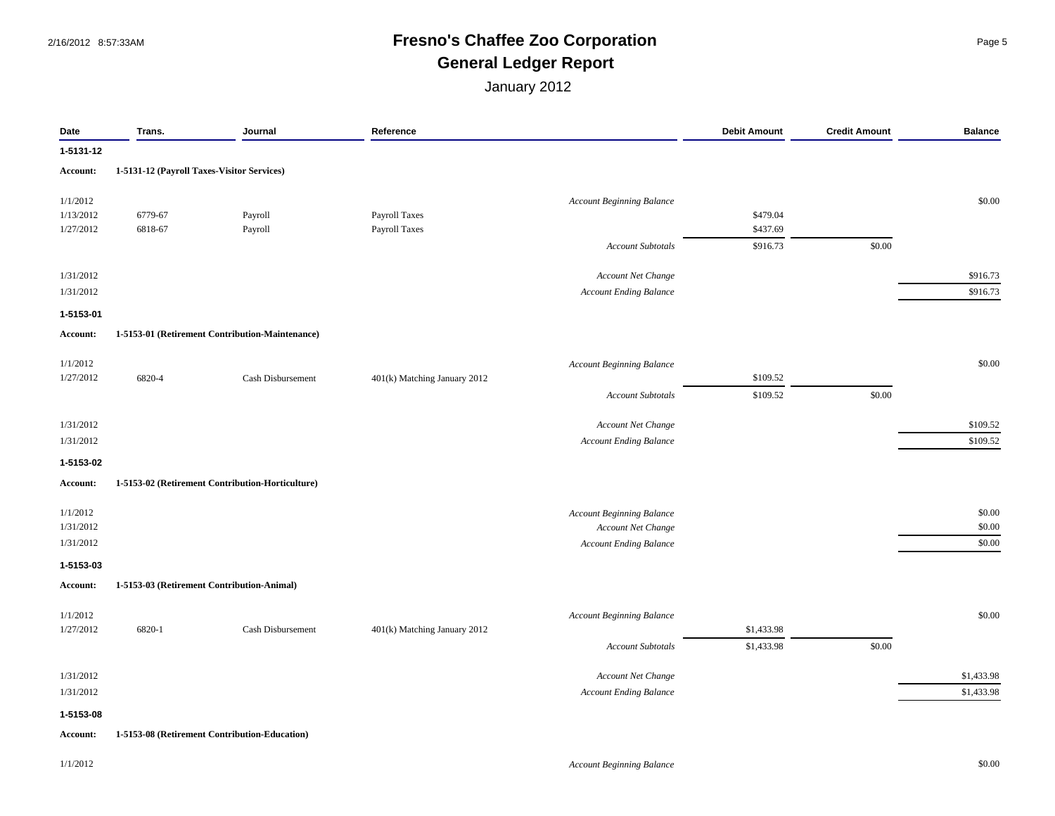# Fresno's Chaffee Zoo Corporation

## General Ledger Report

January 2012

| Date | Trans. | Journal | Reference | | Debit Amount | Credit Amount | Balance |
|---|---|---|---|---|---|---|---|
| **1-5131-12** | | | | | | | |
| **Account:** | **1-5131-12 (Payroll Taxes-Visitor Services)** | | | | | | |
| 1/1/2012 | | | | *Account Beginning Balance* | | | $0.00 |
| 1/13/2012 | 6779-67 | Payroll | Payroll Taxes | | $479.04 | | |
| 1/27/2012 | 6818-67 | Payroll | Payroll Taxes | | $437.69 | | |
| | | | | *Account Subtotals* | $916.73 | $0.00 | |
| 1/31/2012 | | | | *Account Net Change* | | | $916.73 |
| 1/31/2012 | | | | *Account Ending Balance* | | | $916.73 |
| **1-5153-01** | | | | | | | |
| **Account:** | **1-5153-01 (Retirement Contribution-Maintenance)** | | | | | | |
| 1/1/2012 | | | | *Account Beginning Balance* | | | $0.00 |
| 1/27/2012 | 6820-4 | Cash Disbursement | 401(k) Matching January 2012 | | $109.52 | | |
| | | | | *Account Subtotals* | $109.52 | $0.00 | |
| 1/31/2012 | | | | *Account Net Change* | | | $109.52 |
| 1/31/2012 | | | | *Account Ending Balance* | | | $109.52 |
| **1-5153-02** | | | | | | | |
| **Account:** | **1-5153-02 (Retirement Contribution-Horticulture)** | | | | | | |
| 1/1/2012 | | | | *Account Beginning Balance* | | | $0.00 |
| 1/31/2012 | | | | *Account Net Change* | | | $0.00 |
| 1/31/2012 | | | | *Account Ending Balance* | | | $0.00 |
| **1-5153-03** | | | | | | | |
| **Account:** | **1-5153-03 (Retirement Contribution-Animal)** | | | | | | |
| 1/1/2012 | | | | *Account Beginning Balance* | | | $0.00 |
| 1/27/2012 | 6820-1 | Cash Disbursement | 401(k) Matching January 2012 | | $1,433.98 | | |
| | | | | *Account Subtotals* | $1,433.98 | $0.00 | |
| 1/31/2012 | | | | *Account Net Change* | | | $1,433.98 |
| 1/31/2012 | | | | *Account Ending Balance* | | | $1,433.98 |
| **1-5153-08** | | | | | | | |
| **Account:** | **1-5153-08 (Retirement Contribution-Education)** | | | | | | |
| 1/1/2012 | | | | *Account Beginning Balance* | | | $0.00 |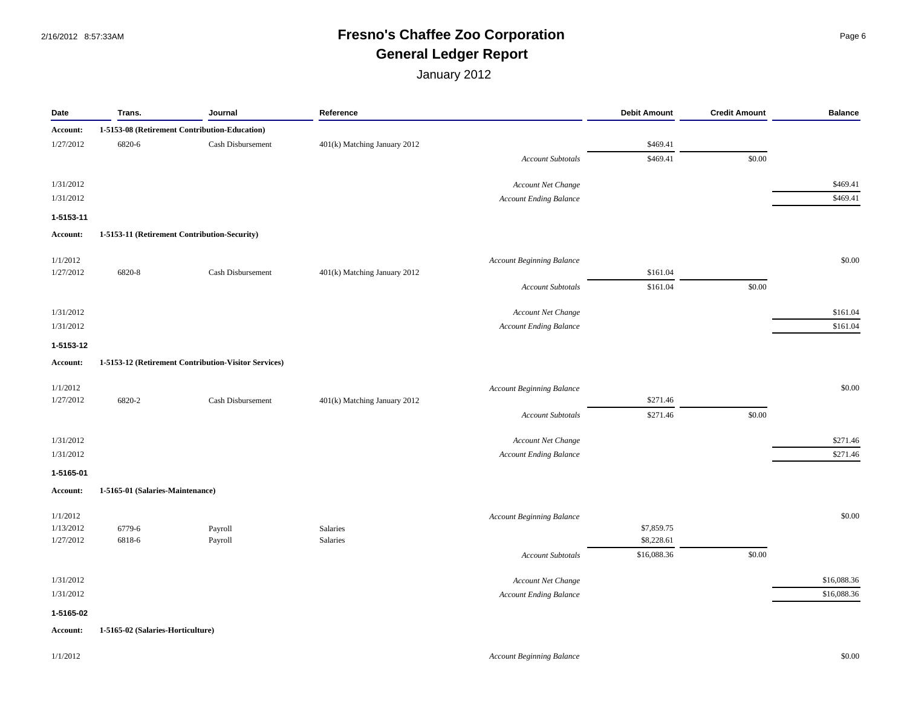# Fresno's Chaffee Zoo Corporation

## General Ledger Report

January 2012

| Date | Trans. | Journal | Reference | | Debit Amount | Credit Amount | Balance |
|---|---|---|---|---|---|---|---|
| **Account:** | **1-5153-08 (Retirement Contribution-Education)** | | | | | | |
| 1/27/2012 | 6820-6 | Cash Disbursement | 401(k) Matching January 2012 | | $469.41 | | |
| | | | | *Account Subtotals* | $469.41 | $0.00 | |
| 1/31/2012 | | | | *Account Net Change* | | | $469.41 |
| 1/31/2012 | | | | *Account Ending Balance* | | | $469.41 |
| **1-5153-11** | | | | | | | |
| **Account:** | **1-5153-11 (Retirement Contribution-Security)** | | | | | | |
| 1/1/2012 | | | | *Account Beginning Balance* | | | $0.00 |
| 1/27/2012 | 6820-8 | Cash Disbursement | 401(k) Matching January 2012 | | $161.04 | | |
| | | | | *Account Subtotals* | $161.04 | $0.00 | |
| 1/31/2012 | | | | *Account Net Change* | | | $161.04 |
| 1/31/2012 | | | | *Account Ending Balance* | | | $161.04 |
| **1-5153-12** | | | | | | | |
| **Account:** | **1-5153-12 (Retirement Contribution-Visitor Services)** | | | | | | |
| 1/1/2012 | | | | *Account Beginning Balance* | | | $0.00 |
| 1/27/2012 | 6820-2 | Cash Disbursement | 401(k) Matching January 2012 | | $271.46 | | |
| | | | | *Account Subtotals* | $271.46 | $0.00 | |
| 1/31/2012 | | | | *Account Net Change* | | | $271.46 |
| 1/31/2012 | | | | *Account Ending Balance* | | | $271.46 |
| **1-5165-01** | | | | | | | |
| **Account:** | **1-5165-01 (Salaries-Maintenance)** | | | | | | |
| 1/1/2012 | | | | *Account Beginning Balance* | | | $0.00 |
| 1/13/2012 | 6779-6 | Payroll | Salaries | | $7,859.75 | | |
| 1/27/2012 | 6818-6 | Payroll | Salaries | | $8,228.61 | | |
| | | | | *Account Subtotals* | $16,088.36 | $0.00 | |
| 1/31/2012 | | | | *Account Net Change* | | | $16,088.36 |
| 1/31/2012 | | | | *Account Ending Balance* | | | $16,088.36 |
| **1-5165-02** | | | | | | | |
| **Account:** | **1-5165-02 (Salaries-Horticulture)** | | | | | | |
| 1/1/2012 | | | | *Account Beginning Balance* | | | $0.00 |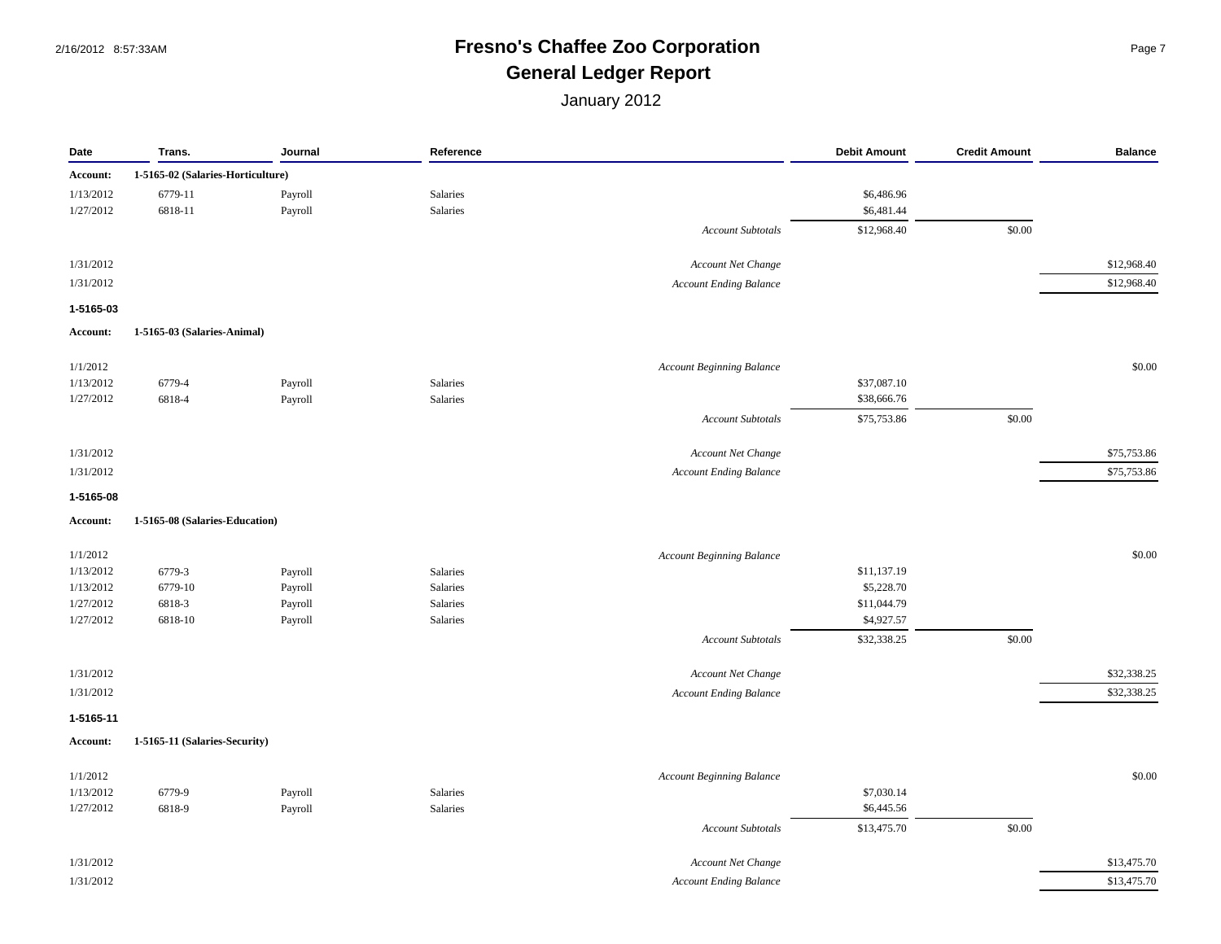# Fresno's Chaffee Zoo Corporation
## General Ledger Report
January 2012

| Date | Trans. | Journal | Reference | | Debit Amount | Credit Amount | Balance |
|---|---|---|---|---|---|---|---|
| **Account:** | **1-5165-02 (Salaries-Horticulture)** | | | | | | |
| 1/13/2012 | 6779-11 | Payroll | Salaries | | $6,486.96 | | |
| 1/27/2012 | 6818-11 | Payroll | Salaries | | $6,481.44 | | |
| | | | | *Account Subtotals* | $12,968.40 | $0.00 | |
| 1/31/2012 | | | | *Account Net Change* | | | $12,968.40 |
| 1/31/2012 | | | | *Account Ending Balance* | | | $12,968.40 |
| **1-5165-03** | | | | | | | |
| **Account:** | **1-5165-03 (Salaries-Animal)** | | | | | | |
| 1/1/2012 | | | | *Account Beginning Balance* | | | $0.00 |
| 1/13/2012 | 6779-4 | Payroll | Salaries | | $37,087.10 | | |
| 1/27/2012 | 6818-4 | Payroll | Salaries | | $38,666.76 | | |
| | | | | *Account Subtotals* | $75,753.86 | $0.00 | |
| 1/31/2012 | | | | *Account Net Change* | | | $75,753.86 |
| 1/31/2012 | | | | *Account Ending Balance* | | | $75,753.86 |
| **1-5165-08** | | | | | | | |
| **Account:** | **1-5165-08 (Salaries-Education)** | | | | | | |
| 1/1/2012 | | | | *Account Beginning Balance* | | | $0.00 |
| 1/13/2012 | 6779-3 | Payroll | Salaries | | $11,137.19 | | |
| 1/13/2012 | 6779-10 | Payroll | Salaries | | $5,228.70 | | |
| 1/27/2012 | 6818-3 | Payroll | Salaries | | $11,044.79 | | |
| 1/27/2012 | 6818-10 | Payroll | Salaries | | $4,927.57 | | |
| | | | | *Account Subtotals* | $32,338.25 | $0.00 | |
| 1/31/2012 | | | | *Account Net Change* | | | $32,338.25 |
| 1/31/2012 | | | | *Account Ending Balance* | | | $32,338.25 |
| **1-5165-11** | | | | | | | |
| **Account:** | **1-5165-11 (Salaries-Security)** | | | | | | |
| 1/1/2012 | | | | *Account Beginning Balance* | | | $0.00 |
| 1/13/2012 | 6779-9 | Payroll | Salaries | | $7,030.14 | | |
| 1/27/2012 | 6818-9 | Payroll | Salaries | | $6,445.56 | | |
| | | | | *Account Subtotals* | $13,475.70 | $0.00 | |
| 1/31/2012 | | | | *Account Net Change* | | | $13,475.70 |
| 1/31/2012 | | | | *Account Ending Balance* | | | $13,475.70 |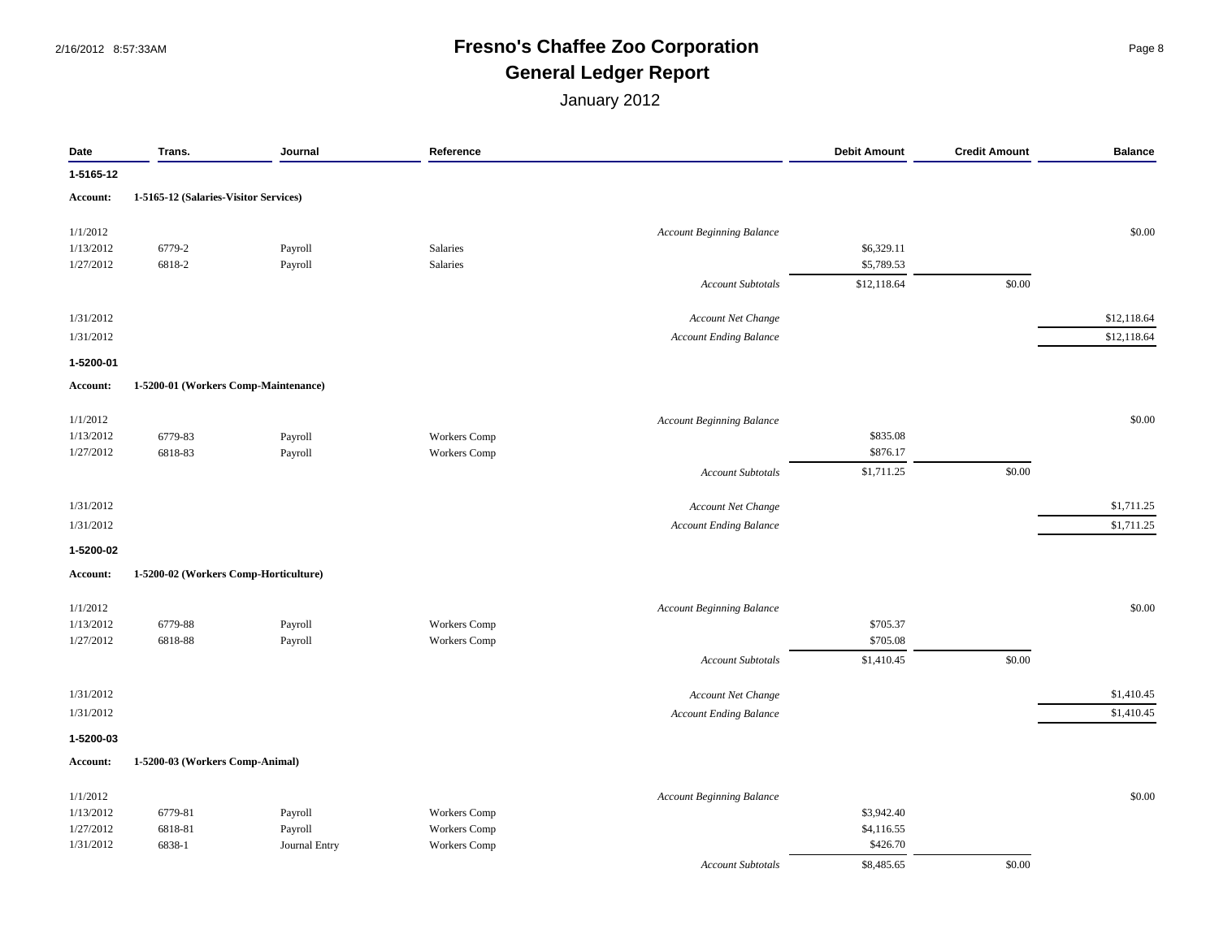# Fresno's Chaffee Zoo Corporation

## General Ledger Report

January 2012

| Date | Trans. | Journal | Reference | | Debit Amount | Credit Amount | Balance |
|---|---|---|---|---|---|---|---|
| **1-5165-12** | | | | | | | |
| **Account:** | **1-5165-12 (Salaries-Visitor Services)** | | | | | | |
| 1/1/2012 | | | | *Account Beginning Balance* | | | $0.00 |
| 1/13/2012 | 6779-2 | Payroll | Salaries | | $6,329.11 | | |
| 1/27/2012 | 6818-2 | Payroll | Salaries | | $5,789.53 | | |
| | | | | *Account Subtotals* | $12,118.64 | $0.00 | |
| 1/31/2012 | | | | *Account Net Change* | | | $12,118.64 |
| 1/31/2012 | | | | *Account Ending Balance* | | | $12,118.64 |
| **1-5200-01** | | | | | | | |
| **Account:** | **1-5200-01 (Workers Comp-Maintenance)** | | | | | | |
| 1/1/2012 | | | | *Account Beginning Balance* | | | $0.00 |
| 1/13/2012 | 6779-83 | Payroll | Workers Comp | | $835.08 | | |
| 1/27/2012 | 6818-83 | Payroll | Workers Comp | | $876.17 | | |
| | | | | *Account Subtotals* | $1,711.25 | $0.00 | |
| 1/31/2012 | | | | *Account Net Change* | | | $1,711.25 |
| 1/31/2012 | | | | *Account Ending Balance* | | | $1,711.25 |
| **1-5200-02** | | | | | | | |
| **Account:** | **1-5200-02 (Workers Comp-Horticulture)** | | | | | | |
| 1/1/2012 | | | | *Account Beginning Balance* | | | $0.00 |
| 1/13/2012 | 6779-88 | Payroll | Workers Comp | | $705.37 | | |
| 1/27/2012 | 6818-88 | Payroll | Workers Comp | | $705.08 | | |
| | | | | *Account Subtotals* | $1,410.45 | $0.00 | |
| 1/31/2012 | | | | *Account Net Change* | | | $1,410.45 |
| 1/31/2012 | | | | *Account Ending Balance* | | | $1,410.45 |
| **1-5200-03** | | | | | | | |
| **Account:** | **1-5200-03 (Workers Comp-Animal)** | | | | | | |
| 1/1/2012 | | | | *Account Beginning Balance* | | | $0.00 |
| 1/13/2012 | 6779-81 | Payroll | Workers Comp | | $3,942.40 | | |
| 1/27/2012 | 6818-81 | Payroll | Workers Comp | | $4,116.55 | | |
| 1/31/2012 | 6838-1 | Journal Entry | Workers Comp | | $426.70 | | |
| | | | | *Account Subtotals* | $8,485.65 | $0.00 | |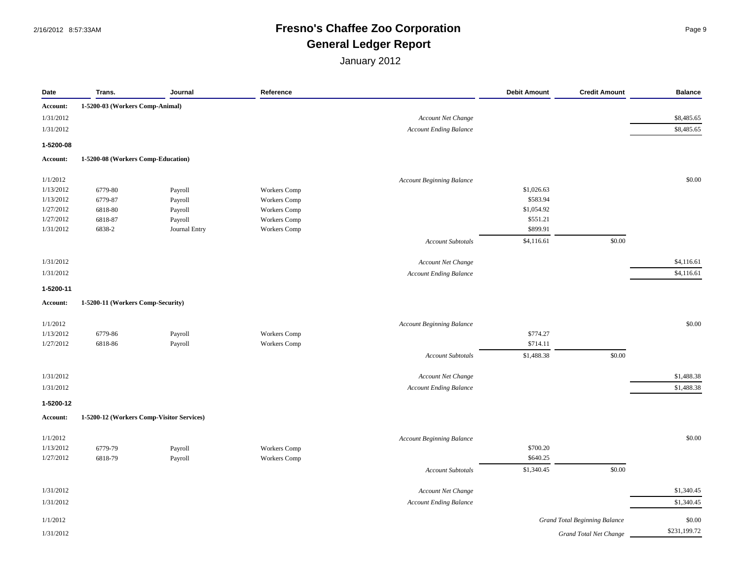| Date | Trans. | Journal | Reference | | Debit Amount | Credit Amount | Balance |
|---|---|---|---|---|---|---|---|
| **Account:** | **1-5200-03 (Workers Comp-Animal)** | | | | | | |
| 1/31/2012 | | | | *Account Net Change* | | | $8,485.65 |
| 1/31/2012 | | | | *Account Ending Balance* | | | $8,485.65 |

**1-5200-08**

| Date | Trans. | Journal | Reference | | Debit Amount | Credit Amount | Balance |
|---|---|---|---|---|---|---|---|
| **Account:** | **1-5200-08 (Workers Comp-Education)** | | | | | | |
| 1/1/2012 | | | | *Account Beginning Balance* | | | $0.00 |
| 1/13/2012 | 6779-80 | Payroll | Workers Comp | | $1,026.63 | | |
| 1/13/2012 | 6779-87 | Payroll | Workers Comp | | $583.94 | | |
| 1/27/2012 | 6818-80 | Payroll | Workers Comp | | $1,054.92 | | |
| 1/27/2012 | 6818-87 | Payroll | Workers Comp | | $551.21 | | |
| 1/31/2012 | 6838-2 | Journal Entry | Workers Comp | | $899.91 | | |
| | | | | *Account Subtotals* | $4,116.61 | $0.00 | |
| 1/31/2012 | | | | *Account Net Change* | | | $4,116.61 |
| 1/31/2012 | | | | *Account Ending Balance* | | | $4,116.61 |

**1-5200-11**

| Date | Trans. | Journal | Reference | | Debit Amount | Credit Amount | Balance |
|---|---|---|---|---|---|---|---|
| **Account:** | **1-5200-11 (Workers Comp-Security)** | | | | | | |
| 1/1/2012 | | | | *Account Beginning Balance* | | | $0.00 |
| 1/13/2012 | 6779-86 | Payroll | Workers Comp | | $774.27 | | |
| 1/27/2012 | 6818-86 | Payroll | Workers Comp | | $714.11 | | |
| | | | | *Account Subtotals* | $1,488.38 | $0.00 | |
| 1/31/2012 | | | | *Account Net Change* | | | $1,488.38 |
| 1/31/2012 | | | | *Account Ending Balance* | | | $1,488.38 |

**1-5200-12**

| Date | Trans. | Journal | Reference | | Debit Amount | Credit Amount | Balance |
|---|---|---|---|---|---|---|---|
| **Account:** | **1-5200-12 (Workers Comp-Visitor Services)** | | | | | | |
| 1/1/2012 | | | | *Account Beginning Balance* | | | $0.00 |
| 1/13/2012 | 6779-79 | Payroll | Workers Comp | | $700.20 | | |
| 1/27/2012 | 6818-79 | Payroll | Workers Comp | | $640.25 | | |
| | | | | *Account Subtotals* | $1,340.45 | $0.00 | |
| 1/31/2012 | | | | *Account Net Change* | | | $1,340.45 |
| 1/31/2012 | | | | *Account Ending Balance* | | | $1,340.45 |
| 1/1/2012 | | | | | | *Grand Total Beginning Balance* | $0.00 |
| 1/31/2012 | | | | | | *Grand Total Net Change* | $231,199.72 |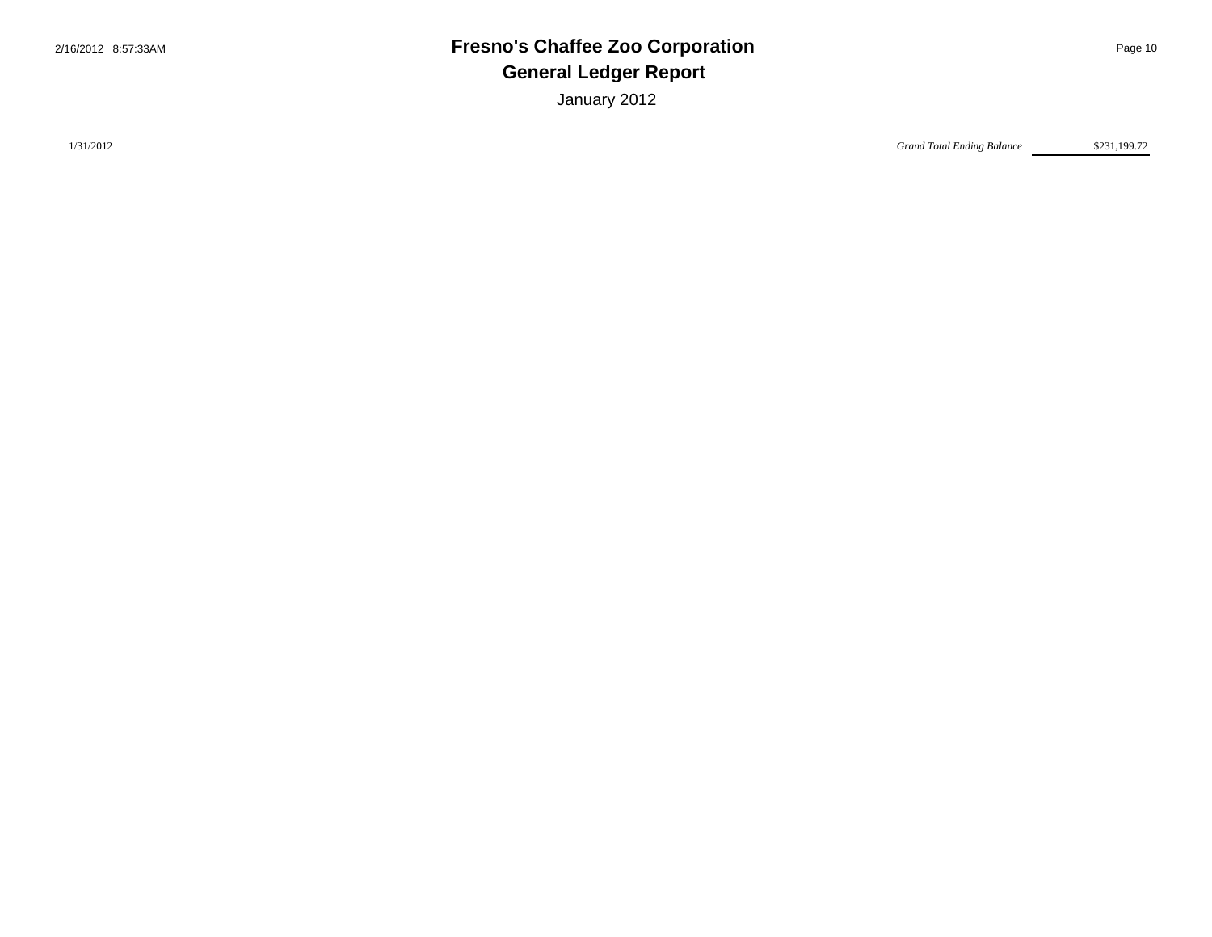# Fresno's Chaffee Zoo Corporation

## General Ledger Report

January 2012

| | | |
|---|---|---|
| 1/31/2012 | *Grand Total Ending Balance* | $231,199.72 |